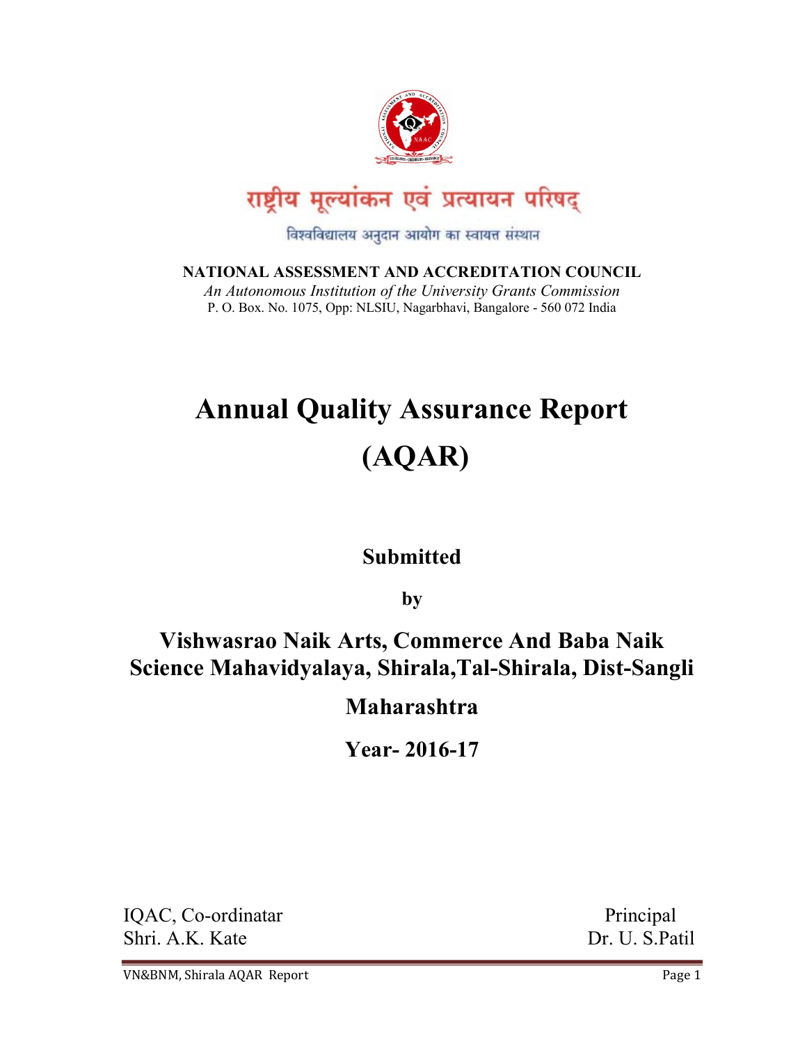राष्ट्रीय मूल्यांकन एवं प्रत्यायन परिषद्

विश्वविद्यालय अनुदान आयोग का स्वायत्त संस्थान

**NATIONAL ASSESSMENT AND ACCREDITATION COUNCIL**

*An Autonomous Institution of the University Grants Commission*

P. O. Box. No. 1075, Opp: NLSIU, Nagarbhavi, Bangalore - 560 072 India

# Annual Quality Assurance Report (AQAR)

**Submitted**

**by**

## Vishwasrao Naik Arts, Commerce And Baba Naik Science Mahavidyalaya, Shirala,Tal-Shirala, Dist-Sangli Maharashtra

**Year- 2016-17**

IQAC, Co-ordinatar
Shri. A.K. Kate

Principal
Dr. U. S.Patil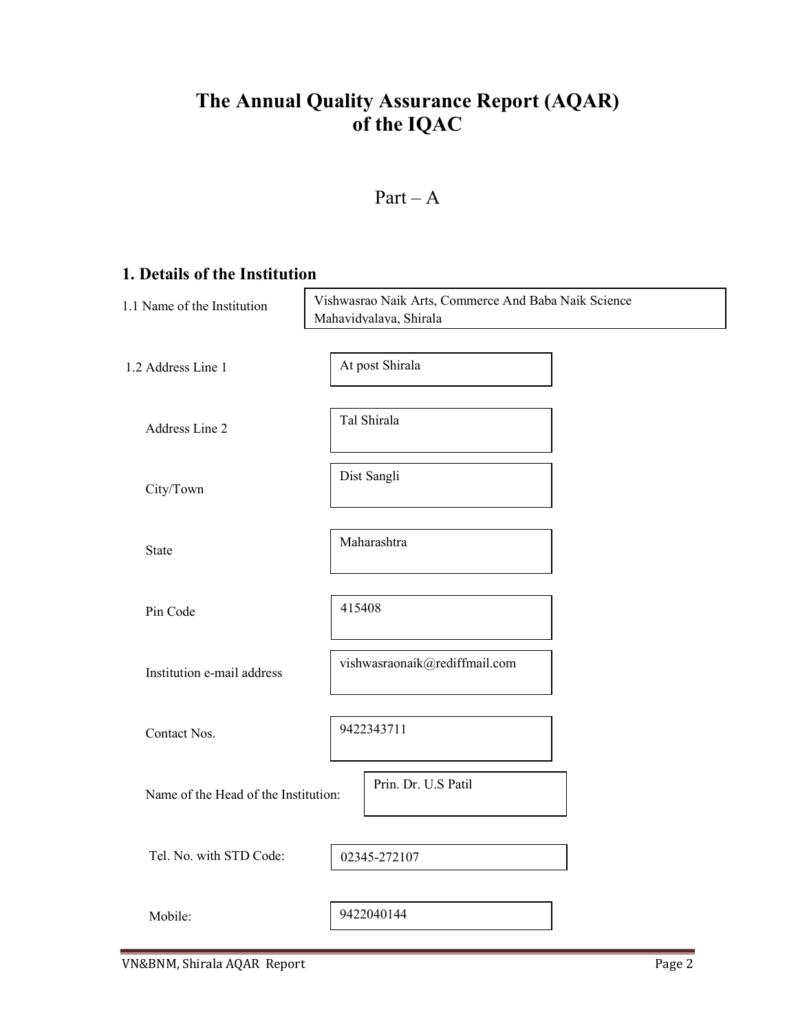# The Annual Quality Assurance Report (AQAR) of the IQAC

## Part – A

### 1. Details of the Institution

| Field | Details |
|---|---|
| 1.1 Name of the Institution | Vishwasrao Naik Arts, Commerce And Baba Naik Science Mahavidyalaya, Shirala |
| 1.2 Address Line 1 | At post Shirala |
| Address Line 2 | Tal Shirala |
| City/Town | Dist Sangli |
| State | Maharashtra |
| Pin Code | 415408 |
| Institution e-mail address | vishwasraonaik@rediffmail.com |
| Contact Nos. | 9422343711 |
| Name of the Head of the Institution: | Prin. Dr. U.S Patil |
| Tel. No. with STD Code: | 02345-272107 |
| Mobile: | 9422040144 |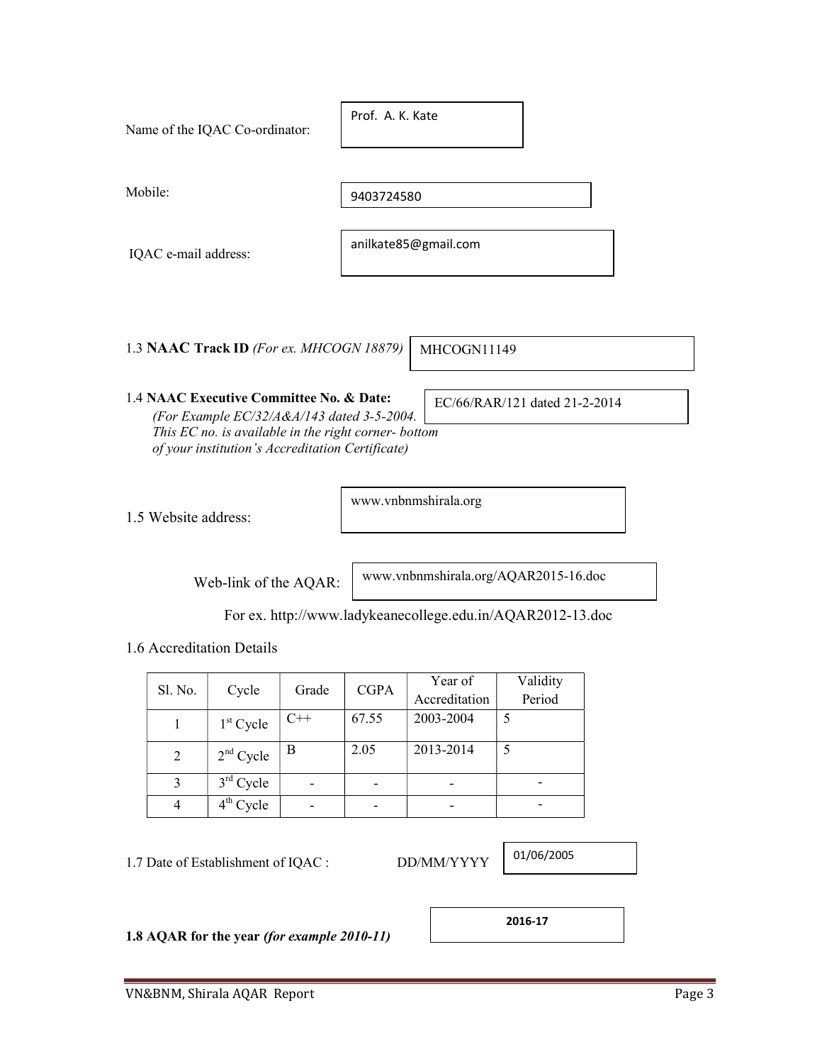Name of the IQAC Co-ordinator: Prof. A. K. Kate

Mobile: 9403724580

IQAC e-mail address: anilkate85@gmail.com

1.3 **NAAC Track ID** *(For ex. MHCOGN 18879)* MHCOGN11149

1.4 **NAAC Executive Committee No. & Date:** EC/66/RAR/121 dated 21-2-2014
*(For Example EC/32/A&A/143 dated 3-5-2004. This EC no. is available in the right corner- bottom of your institution's Accreditation Certificate)*

1.5 Website address: www.vnbnmshirala.org

Web-link of the AQAR: www.vnbnmshirala.org/AQAR2015-16.doc

For ex. http://www.ladykeanecollege.edu.in/AQAR2012-13.doc

1.6 Accreditation Details

| Sl. No. | Cycle | Grade | CGPA | Year of Accreditation | Validity Period |
|---|---|---|---|---|---|
| 1 | 1st Cycle | C++ | 67.55 | 2003-2004 | 5 |
| 2 | 2nd Cycle | B | 2.05 | 2013-2014 | 5 |
| 3 | 3rd Cycle | - | - | - | - |
| 4 | 4th Cycle | - | - | - | - |

1.7 Date of Establishment of IQAC : DD/MM/YYYY 01/06/2005

**1.8 AQAR for the year *(for example 2010-11)*** **2016-17**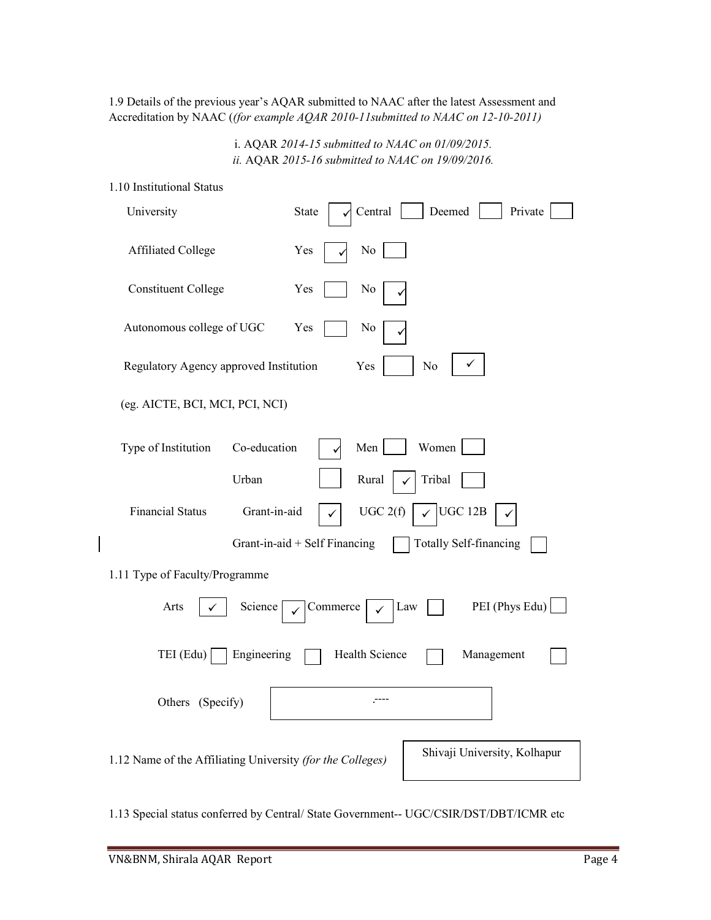1.9 Details of the previous year's AQAR submitted to NAAC after the latest Assessment and Accreditation by NAAC (*(for example AQAR 2010-11submitted to NAAC on 12-10-2011)*

i. AQAR *2014-15 submitted to NAAC on 01/09/2015.*
*ii.* AQAR *2015-16 submitted to NAAC on 19/09/2016.*

1.10 Institutional Status

University: State ☑ Central ☐ Deemed ☐ Private ☐

Affiliated College: Yes ☑ No ☐

Constituent College: Yes ☐ No ☑

Autonomous college of UGC: Yes ☐ No ☑

Regulatory Agency approved Institution: Yes ☐ No ☑

(eg. AICTE, BCI, MCI, PCI, NCI)

Type of Institution: Co-education ☑ Men ☐ Women ☐

Urban ☐ Rural ☑ Tribal ☐

Financial Status: Grant-in-aid ☑ UGC 2(f) ☑ UGC 12B ☑

Grant-in-aid + Self Financing ☐ Totally Self-financing ☐

1.11 Type of Faculty/Programme

Arts ☑ Science ☑ Commerce ☑ Law ☐ PEI (Phys Edu) ☐

TEI (Edu) ☐ Engineering ☐ Health Science ☐ Management ☐

Others (Specify): ----

1.12 Name of the Affiliating University *(for the Colleges)*: Shivaji University, Kolhapur

1.13 Special status conferred by Central/ State Government-- UGC/CSIR/DST/DBT/ICMR etc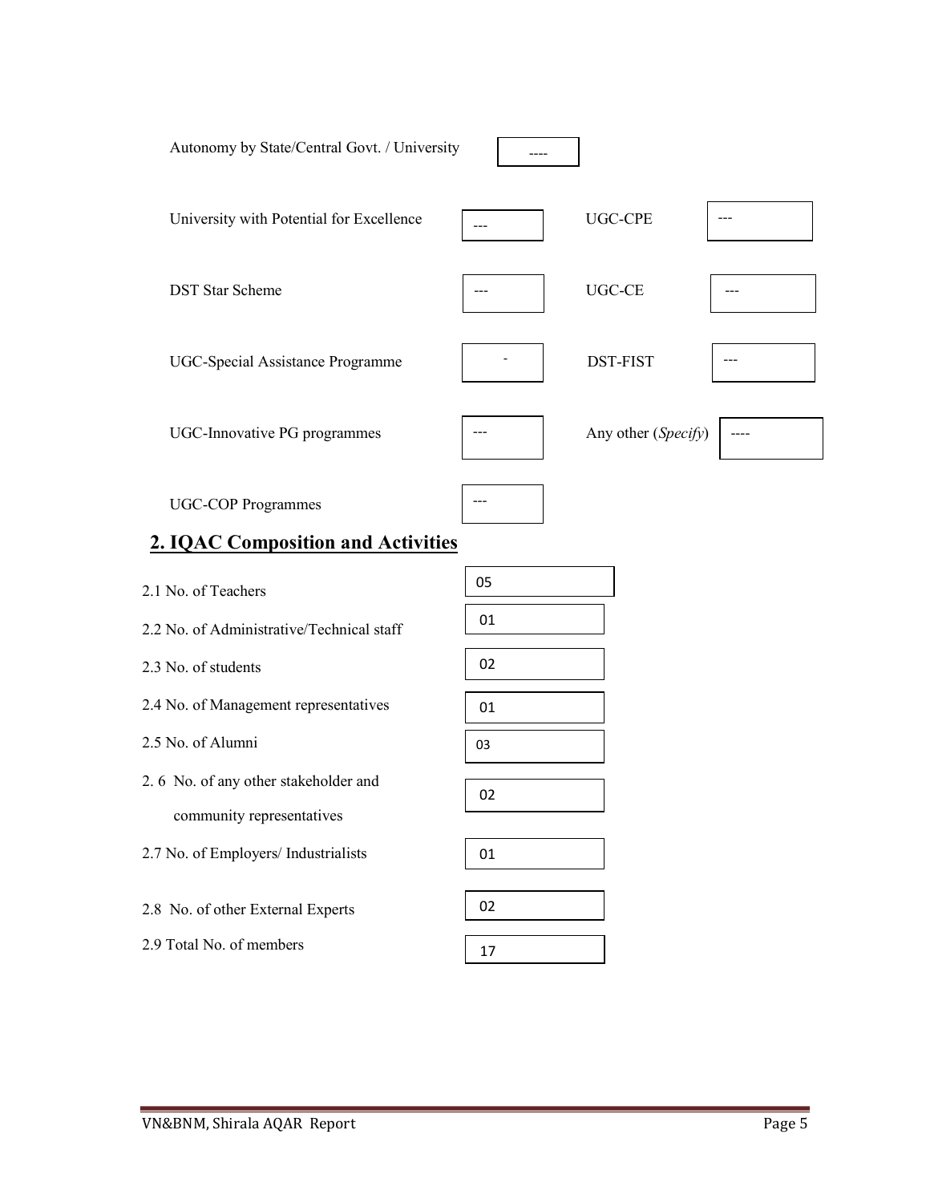| | | | |
|---|---|---|---|
| Autonomy by State/Central Govt. / University | ---- | | |
| University with Potential for Excellence | --- | UGC-CPE | --- |
| DST Star Scheme | --- | UGC-CE | --- |
| UGC-Special Assistance Programme | - | DST-FIST | --- |
| UGC-Innovative PG programmes | --- | Any other (*Specify*) | ---- |
| UGC-COP Programmes | --- | | |

## 2. IQAC Composition and Activities

| | |
|---|---|
| 2.1 No. of Teachers | 05 |
| 2.2 No. of Administrative/Technical staff | 01 |
| 2.3 No. of students | 02 |
| 2.4 No. of Management representatives | 01 |
| 2.5 No. of Alumni | 03 |
| 2. 6 No. of any other stakeholder and community representatives | 02 |
| 2.7 No. of Employers/ Industrialists | 01 |
| 2.8 No. of other External Experts | 02 |
| 2.9 Total No. of members | 17 |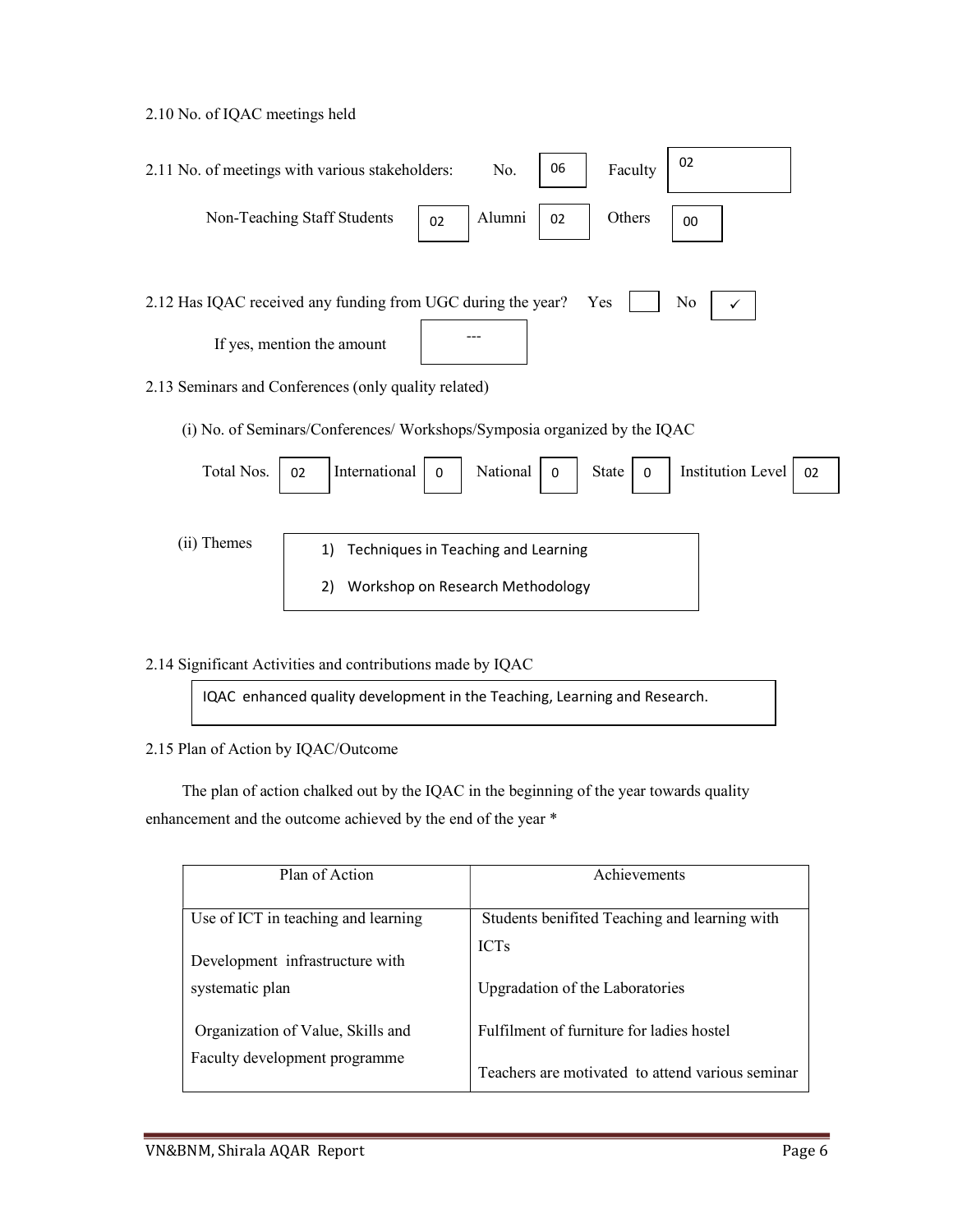2.10 No. of IQAC meetings held

2.11 No. of meetings with various stakeholders: No. 06 Faculty 02

Non-Teaching Staff Students 02 Alumni 02 Others 00

2.12 Has IQAC received any funding from UGC during the year? Yes ☐ No ✓

If yes, mention the amount ---

2.13 Seminars and Conferences (only quality related)

(i) No. of Seminars/Conferences/ Workshops/Symposia organized by the IQAC

Total Nos. 02 International 0 National 0 State 0 Institution Level 02

(ii) Themes

1) Techniques in Teaching and Learning
2) Workshop on Research Methodology

2.14 Significant Activities and contributions made by IQAC

IQAC enhanced quality development in the Teaching, Learning and Research.

2.15 Plan of Action by IQAC/Outcome

The plan of action chalked out by the IQAC in the beginning of the year towards quality enhancement and the outcome achieved by the end of the year *

| Plan of Action | Achievements |
|---|---|
| Use of ICT in teaching and learning<br><br>Development infrastructure with systematic plan<br><br>Organization of Value, Skills and Faculty development programme | Students benifited Teaching and learning with ICTs<br><br>Upgradation of the Laboratories<br><br>Fulfilment of furniture for ladies hostel<br><br>Teachers are motivated to attend various seminar |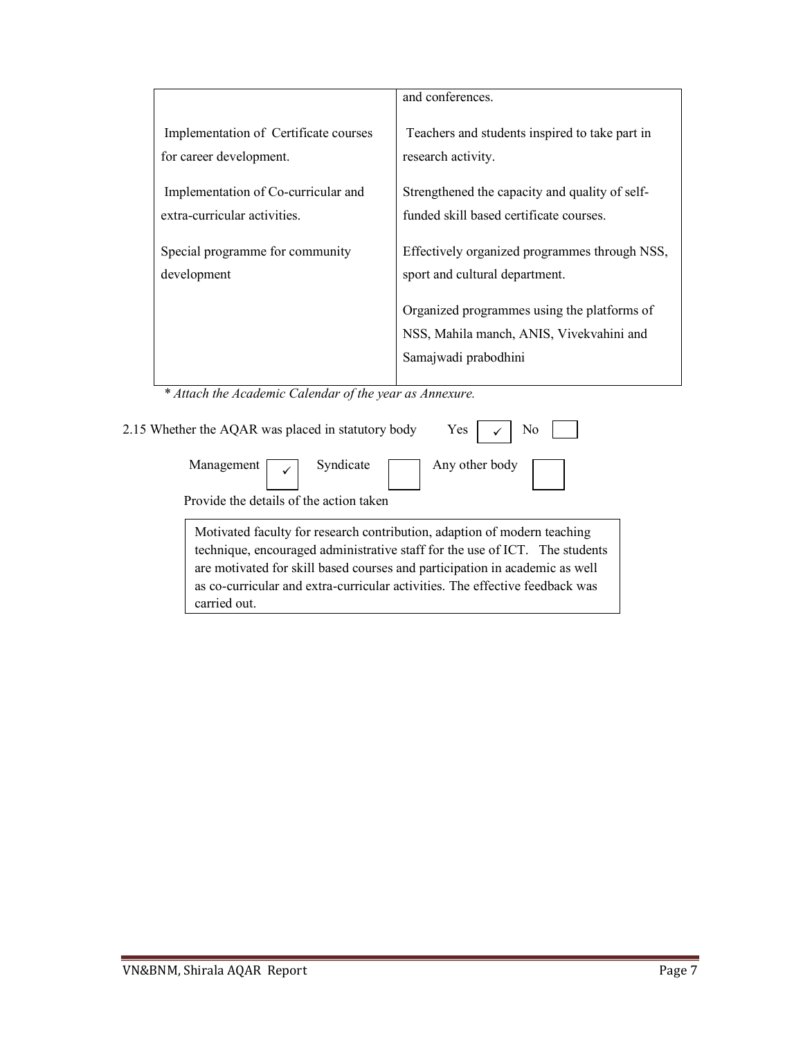| | |
|---|---|
| | and conferences. |
| Implementation of Certificate courses for career development. | Teachers and students inspired to take part in research activity. |
| Implementation of Co-curricular and extra-curricular activities. | Strengthened the capacity and quality of self-funded skill based certificate courses. |
| Special programme for community development | Effectively organized programmes through NSS, sport and cultural department. |
| | Organized programmes using the platforms of NSS, Mahila manch, ANIS, Vivekvahini and Samajwadi prabodhini |

*\* Attach the Academic Calendar of the year as Annexure.*

2.15 Whether the AQAR was placed in statutory body Yes ✓ No

Management ✓ Syndicate Any other body

Provide the details of the action taken

| |
|---|
| Motivated faculty for research contribution, adaption of modern teaching technique, encouraged administrative staff for the use of ICT. The students are motivated for skill based courses and participation in academic as well as co-curricular and extra-curricular activities. The effective feedback was carried out. |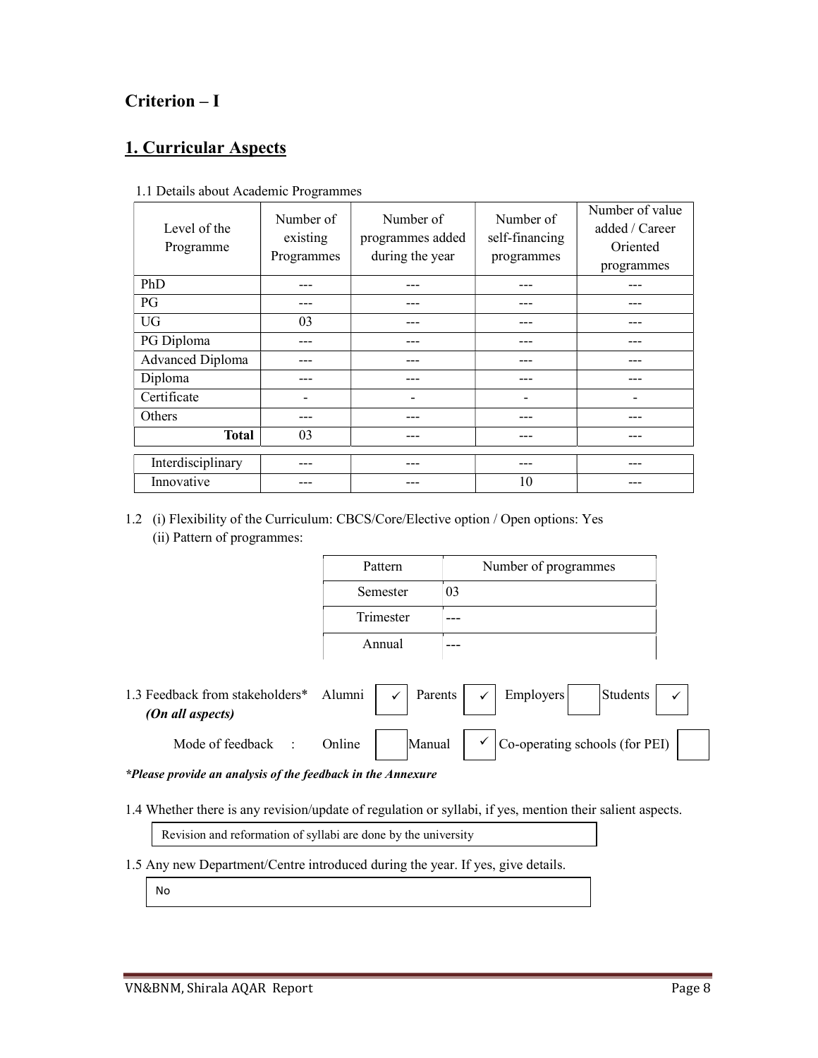## Criterion – I

## 1. Curricular Aspects

1.1 Details about Academic Programmes

| Level of the Programme | Number of existing Programmes | Number of programmes added during the year | Number of self-financing programmes | Number of value added / Career Oriented programmes |
|---|---|---|---|---|
| PhD | --- | --- | --- | --- |
| PG | --- | --- | --- | --- |
| UG | 03 | --- | --- | --- |
| PG Diploma | --- | --- | --- | --- |
| Advanced Diploma | --- | --- | --- | --- |
| Diploma | --- | --- | --- | --- |
| Certificate | - | - | - | - |
| Others | --- | --- | --- | --- |
| **Total** | 03 | --- | --- | --- |
| Interdisciplinary | --- | --- | --- | --- |
| Innovative | --- | --- | 10 | --- |

1.2 (i) Flexibility of the Curriculum: CBCS/Core/Elective option / Open options: Yes

(ii) Pattern of programmes:

| Pattern | Number of programmes |
|---|---|
| Semester | 03 |
| Trimester | --- |
| Annual | --- |

1.3 Feedback from stakeholders* Alumni ✓ Parents ✓ Employers ☐ Students ✓
*(On all aspects)*

Mode of feedback : Online ☐ Manual ✓ Co-operating schools (for PEI) ☐

***Please provide an analysis of the feedback in the Annexure***

1.4 Whether there is any revision/update of regulation or syllabi, if yes, mention their salient aspects.

Revision and reformation of syllabi are done by the university

1.5 Any new Department/Centre introduced during the year. If yes, give details.

No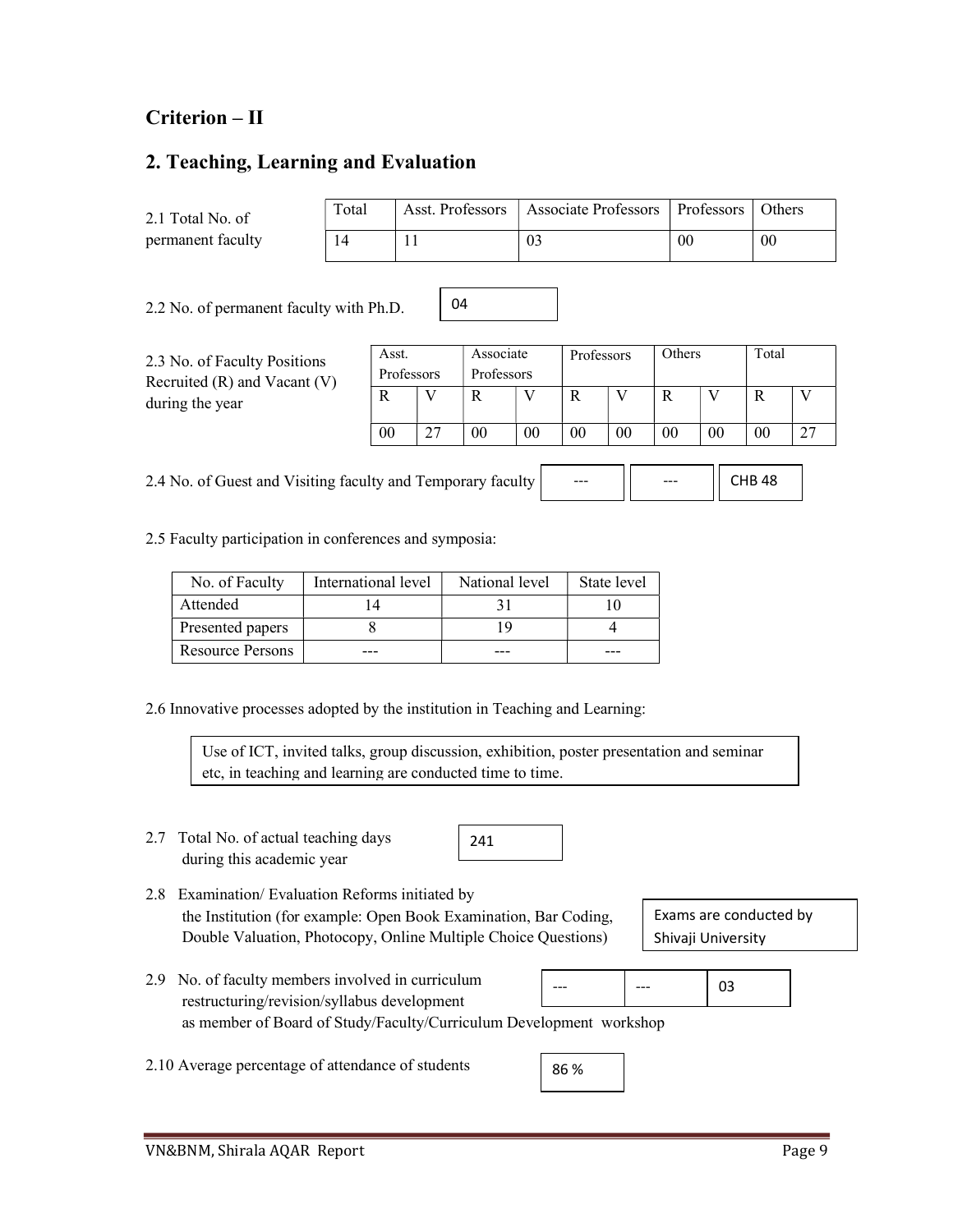## Criterion – II

## 2. Teaching, Learning and Evaluation

2.1 Total No. of permanent faculty

| Total | Asst. Professors | Associate Professors | Professors | Others |
|---|---|---|---|---|
| 14 | 11 | 03 | 00 | 00 |

2.2 No. of permanent faculty with Ph.D. | 04

2.3 No. of Faculty Positions Recruited (R) and Vacant (V) during the year

| Asst. Professors | | Associate Professors | | Professors | | Others | | Total | |
|---|---|---|---|---|---|---|---|---|---|
| R | V | R | V | R | V | R | V | R | V |
| 00 | 27 | 00 | 00 | 00 | 00 | 00 | 00 | 00 | 27 |

2.4 No. of Guest and Visiting faculty and Temporary faculty | --- | --- | CHB 48

2.5 Faculty participation in conferences and symposia:

| No. of Faculty | International level | National level | State level |
|---|---|---|---|
| Attended | 14 | 31 | 10 |
| Presented papers | 8 | 19 | 4 |
| Resource Persons | --- | --- | --- |

2.6 Innovative processes adopted by the institution in Teaching and Learning:

Use of ICT, invited talks, group discussion, exhibition, poster presentation and seminar etc, in teaching and learning are conducted time to time.

2.7 Total No. of actual teaching days during this academic year | 241

2.8 Examination/ Evaluation Reforms initiated by the Institution (for example: Open Book Examination, Bar Coding, Double Valuation, Photocopy, Online Multiple Choice Questions) | Exams are conducted by Shivaji University

2.9 No. of faculty members involved in curriculum restructuring/revision/syllabus development as member of Board of Study/Faculty/Curriculum Development workshop | --- | --- | 03

2.10 Average percentage of attendance of students | 86 %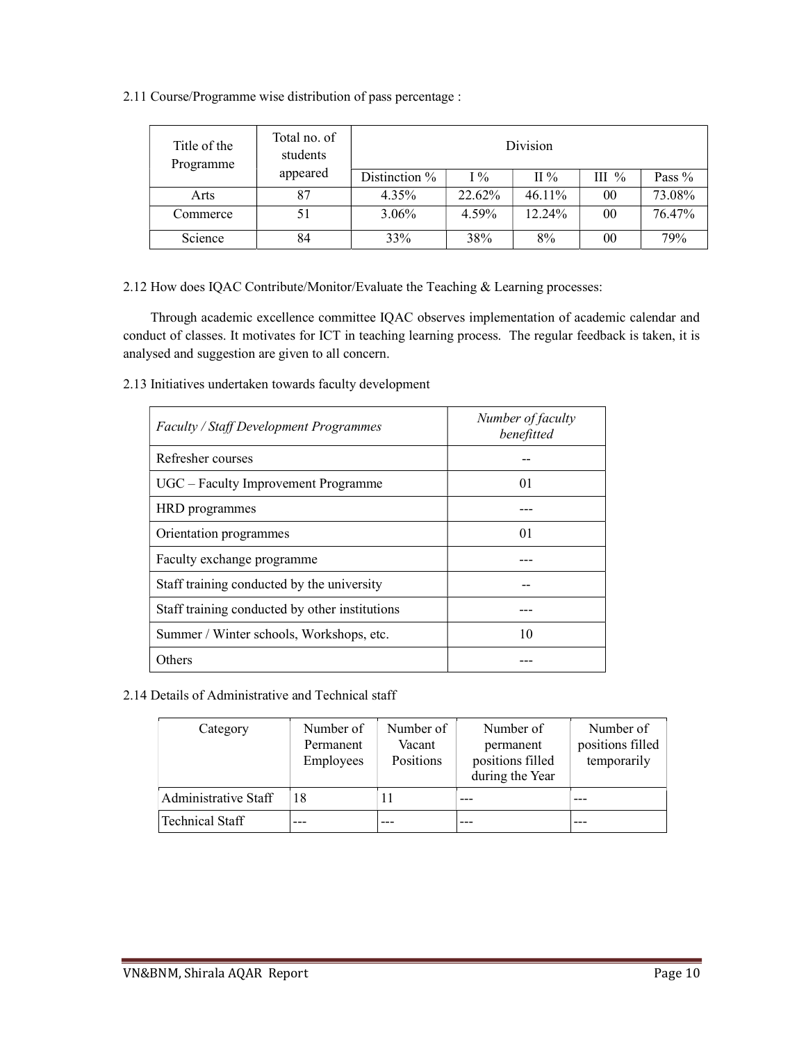2.11 Course/Programme wise distribution of pass percentage :

| Title of the Programme | Total no. of students appeared | Division | | | | |
|---|---|---|---|---|---|---|
| | | Distinction % | I % | II % | III % | Pass % |
| Arts | 87 | 4.35% | 22.62% | 46.11% | 00 | 73.08% |
| Commerce | 51 | 3.06% | 4.59% | 12.24% | 00 | 76.47% |
| Science | 84 | 33% | 38% | 8% | 00 | 79% |

2.12 How does IQAC Contribute/Monitor/Evaluate the Teaching & Learning processes:

Through academic excellence committee IQAC observes implementation of academic calendar and conduct of classes. It motivates for ICT in teaching learning process. The regular feedback is taken, it is analysed and suggestion are given to all concern.

2.13 Initiatives undertaken towards faculty development

| *Faculty / Staff Development Programmes* | *Number of faculty benefitted* |
|---|---|
| Refresher courses | -- |
| UGC – Faculty Improvement Programme | 01 |
| HRD programmes | --- |
| Orientation programmes | 01 |
| Faculty exchange programme | --- |
| Staff training conducted by the university | -- |
| Staff training conducted by other institutions | --- |
| Summer / Winter schools, Workshops, etc. | 10 |
| Others | --- |

2.14 Details of Administrative and Technical staff

| Category | Number of Permanent Employees | Number of Vacant Positions | Number of permanent positions filled during the Year | Number of positions filled temporarily |
|---|---|---|---|---|
| Administrative Staff | 18 | 11 | --- | --- |
| Technical Staff | --- | --- | --- | --- |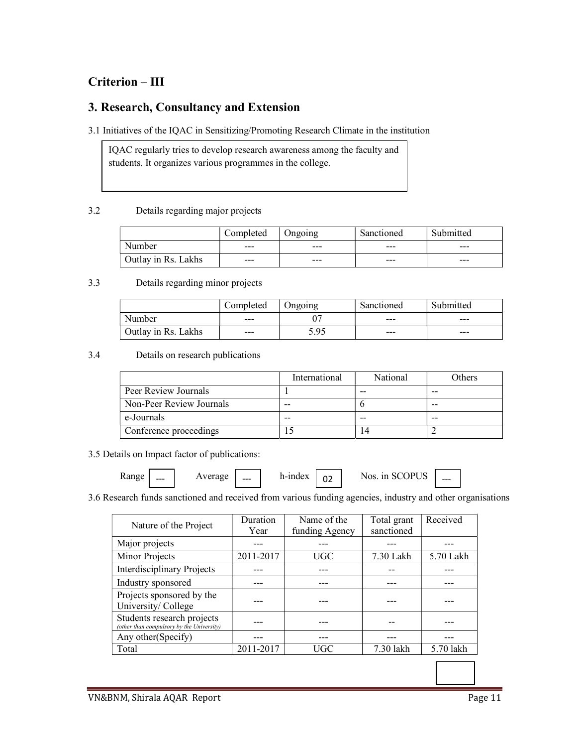## Criterion – III

## 3. Research, Consultancy and Extension

3.1 Initiatives of the IQAC in Sensitizing/Promoting Research Climate in the institution

IQAC regularly tries to develop research awareness among the faculty and students. It organizes various programmes in the college.

3.2 Details regarding major projects

| | Completed | Ongoing | Sanctioned | Submitted |
|---|---|---|---|---|
| Number | --- | --- | --- | --- |
| Outlay in Rs. Lakhs | --- | --- | --- | --- |

3.3 Details regarding minor projects

| | Completed | Ongoing | Sanctioned | Submitted |
|---|---|---|---|---|
| Number | --- | 07 | --- | --- |
| Outlay in Rs. Lakhs | --- | 5.95 | --- | --- |

3.4 Details on research publications

| | International | National | Others |
|---|---|---|---|
| Peer Review Journals | 1 | -- | -- |
| Non-Peer Review Journals | -- | 6 | -- |
| e-Journals | -- | -- | -- |
| Conference proceedings | 15 | 14 | 2 |

3.5 Details on Impact factor of publications:

Range --- Average --- h-index 02 Nos. in SCOPUS ---

3.6 Research funds sanctioned and received from various funding agencies, industry and other organisations

| Nature of the Project | Duration Year | Name of the funding Agency | Total grant sanctioned | Received |
|---|---|---|---|---|
| Major projects | --- | --- | --- | --- |
| Minor Projects | 2011-2017 | UGC | 7.30 Lakh | 5.70 Lakh |
| Interdisciplinary Projects | --- | --- | -- | --- |
| Industry sponsored | --- | --- | --- | --- |
| Projects sponsored by the University/ College | --- | --- | --- | --- |
| Students research projects *(other than compulsory by the University)* | --- | --- | -- | --- |
| Any other(Specify) | --- | --- | --- | --- |
| Total | 2011-2017 | UGC | 7.30 lakh | 5.70 lakh |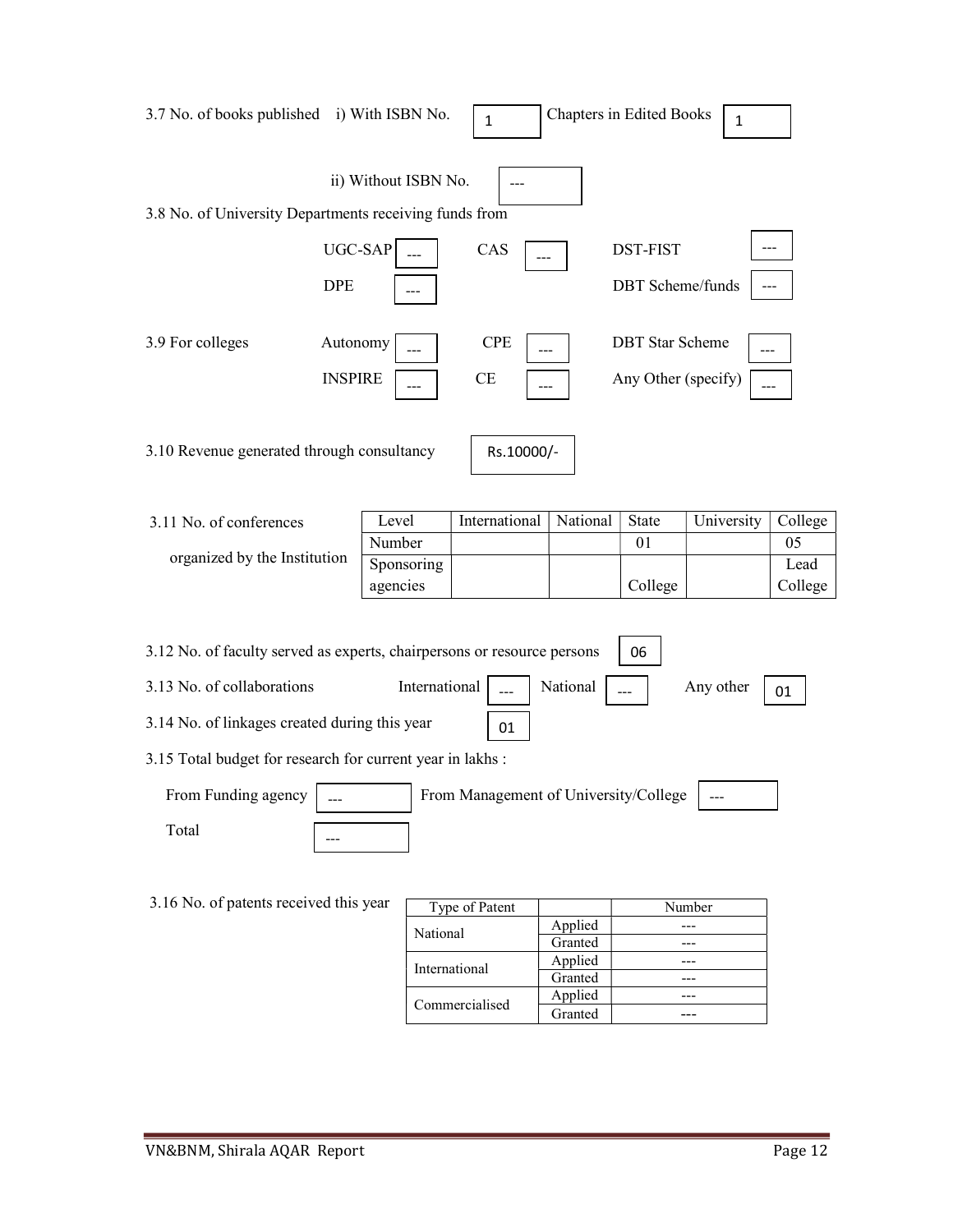3.7 No. of books published i) With ISBN No. 1 Chapters in Edited Books 1

ii) Without ISBN No. ---

3.8 No. of University Departments receiving funds from

UGC-SAP --- CAS --- DST-FIST ---

DPE --- DBT Scheme/funds ---

3.9 For colleges Autonomy --- CPE --- DBT Star Scheme ---

INSPIRE --- CE --- Any Other (specify) ---

3.10 Revenue generated through consultancy Rs.10000/-

3.11 No. of conferences organized by the Institution

| Level | International | National | State | University | College |
|---|---|---|---|---|---|
| Number | | | 01 | | 05 |
| Sponsoring agencies | | | College | | Lead College |

3.12 No. of faculty served as experts, chairpersons or resource persons 06

3.13 No. of collaborations International --- National --- Any other 01

3.14 No. of linkages created during this year 01

3.15 Total budget for research for current year in lakhs :

From Funding agency --- From Management of University/College ---

Total ---

3.16 No. of patents received this year

| Type of Patent | | Number |
|---|---|---|
| National | Applied | --- |
| | Granted | --- |
| International | Applied | --- |
| | Granted | --- |
| Commercialised | Applied | --- |
| | Granted | --- |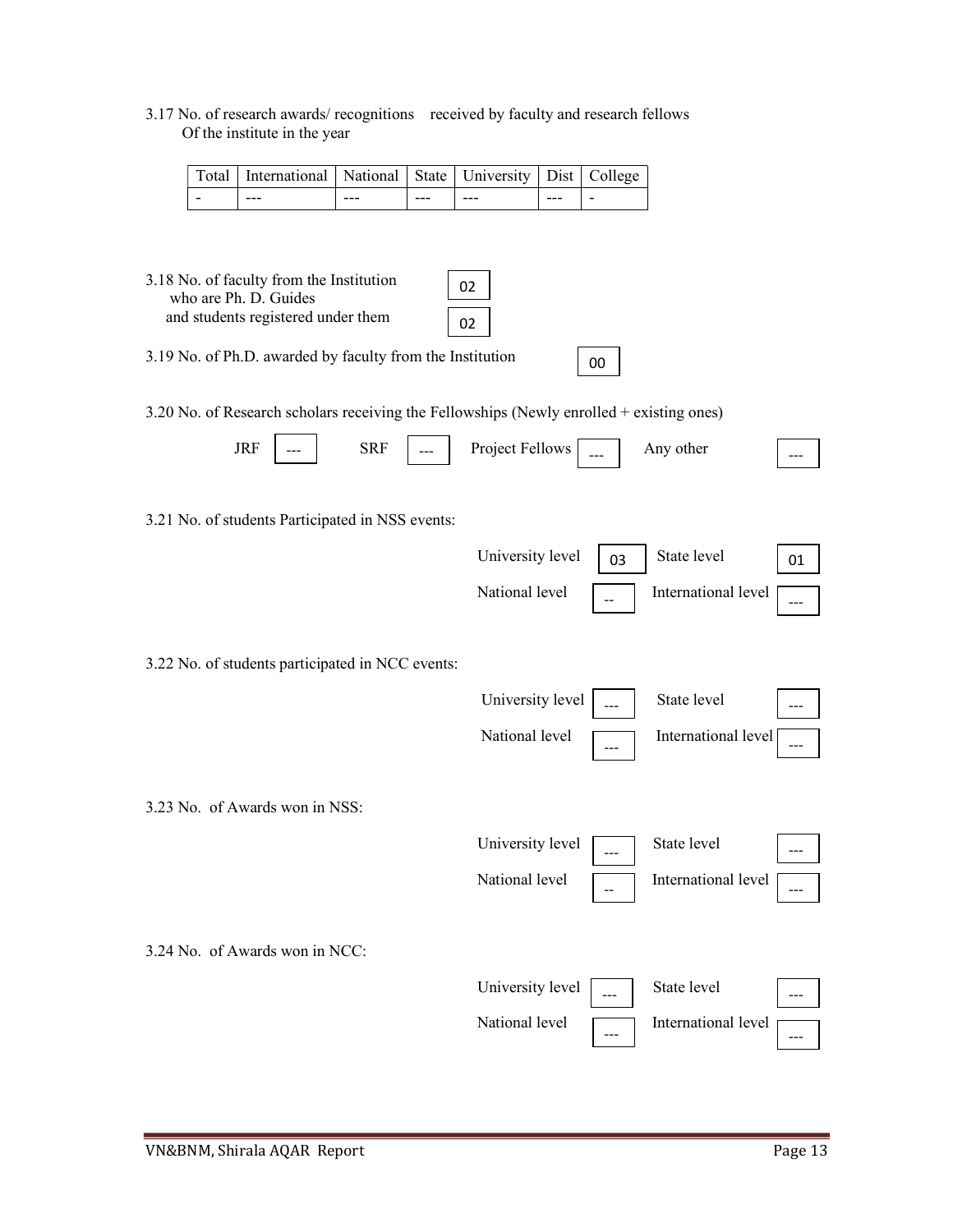3.17 No. of research awards/ recognitions received by faculty and research fellows Of the institute in the year

| Total | International | National | State | University | Dist | College |
|---|---|---|---|---|---|---|
| - | --- | --- | --- | --- | --- | - |

3.18 No. of faculty from the Institution who are Ph. D. Guides and students registered under them

| | |
|---|---|
| Ph. D. Guides | 02 |
| Students registered under them | 02 |

3.19 No. of Ph.D. awarded by faculty from the Institution: 00

3.20 No. of Research scholars receiving the Fellowships (Newly enrolled + existing ones)

| JRF | SRF | Project Fellows | Any other |
|---|---|---|---|
| --- | --- | --- | --- |

3.21 No. of students Participated in NSS events:

| University level | State level | National level | International level |
|---|---|---|---|
| 03 | 01 | -- | --- |

3.22 No. of students participated in NCC events:

| University level | State level | National level | International level |
|---|---|---|---|
| --- | --- | --- | --- |

3.23 No. of Awards won in NSS:

| University level | State level | National level | International level |
|---|---|---|---|
| --- | --- | -- | --- |

3.24 No. of Awards won in NCC:

| University level | State level | National level | International level |
|---|---|---|---|
| --- | --- | --- | --- |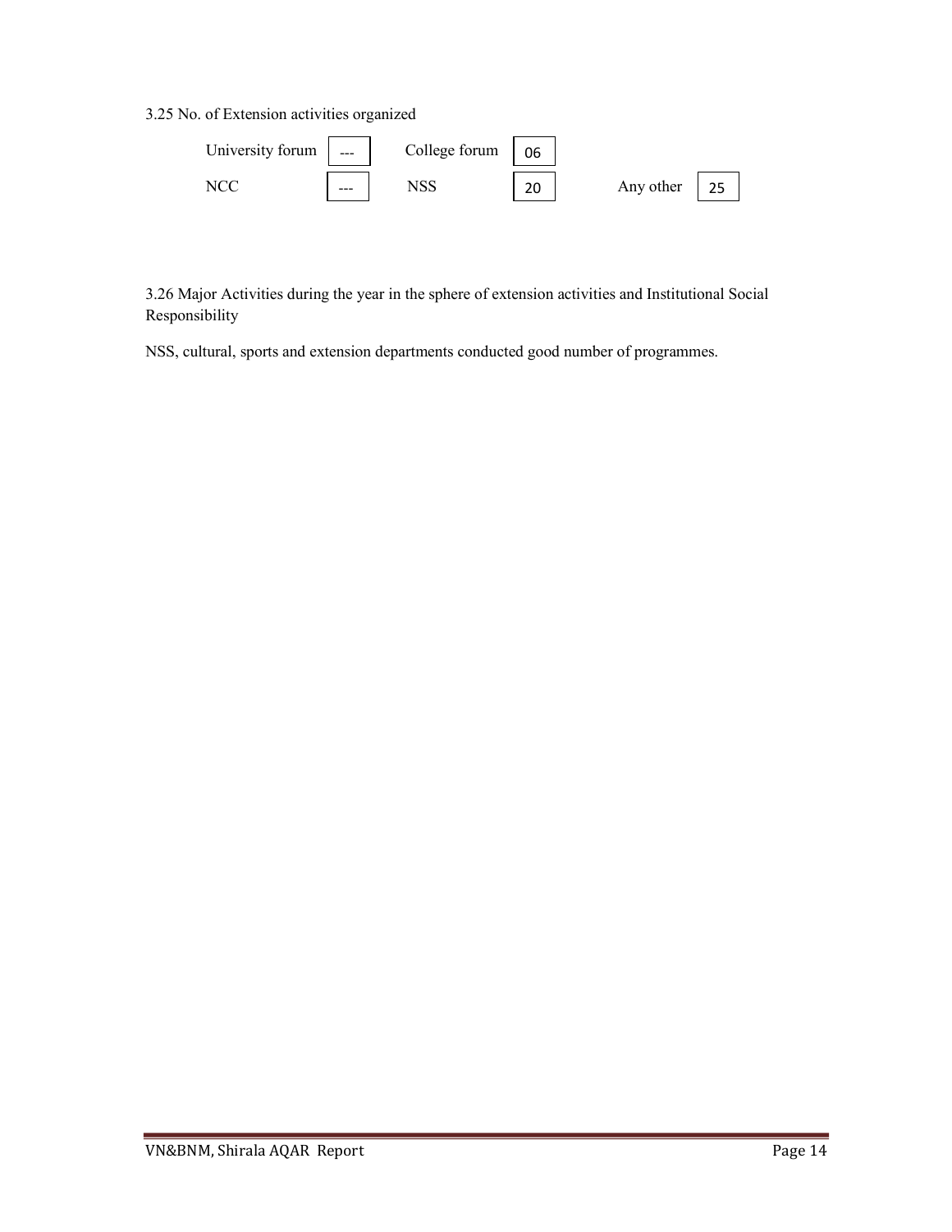3.25 No. of Extension activities organized

| | | | | | |
|---|---|---|---|---|---|
| University forum | --- | College forum | 06 | | |
| NCC | --- | NSS | 20 | Any other | 25 |

3.26 Major Activities during the year in the sphere of extension activities and Institutional Social Responsibility

NSS, cultural, sports and extension departments conducted good number of programmes.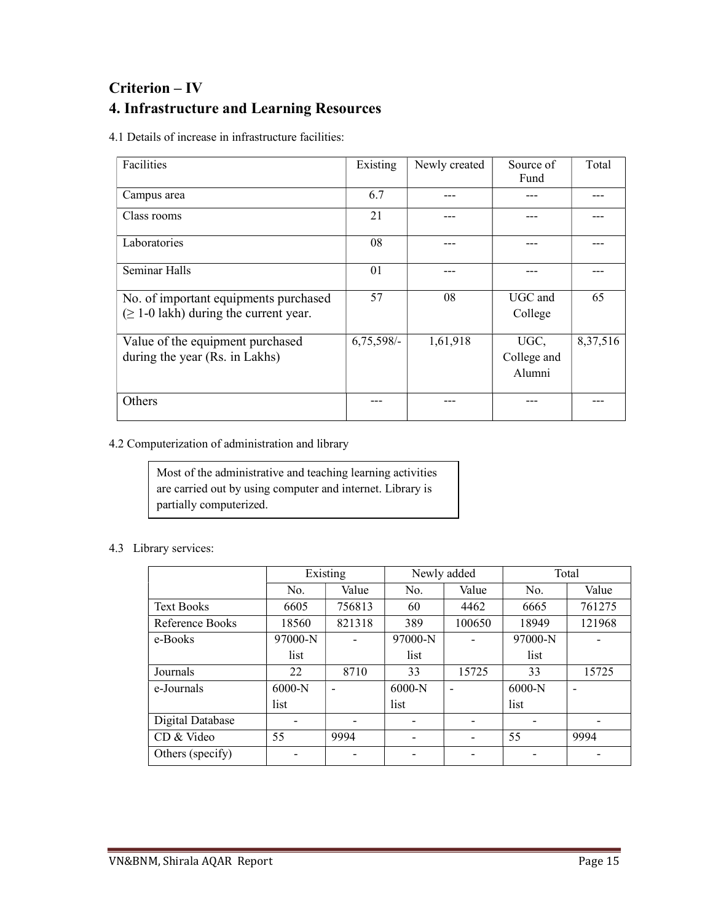## Criterion – IV

## 4. Infrastructure and Learning Resources

4.1 Details of increase in infrastructure facilities:

| Facilities | Existing | Newly created | Source of Fund | Total |
|---|---|---|---|---|
| Campus area | 6.7 | --- | --- | --- |
| Class rooms | 21 | --- | --- | --- |
| Laboratories | 08 | --- | --- | --- |
| Seminar Halls | 01 | --- | --- | --- |
| No. of important equipments purchased (≥ 1-0 lakh) during the current year. | 57 | 08 | UGC and College | 65 |
| Value of the equipment purchased during the year (Rs. in Lakhs) | 6,75,598/- | 1,61,918 | UGC, College and Alumni | 8,37,516 |
| Others | --- | --- | --- | --- |

4.2 Computerization of administration and library

> Most of the administrative and teaching learning activities are carried out by using computer and internet. Library is partially computerized.

4.3 Library services:

| | Existing | | Newly added | | Total | |
|---|---|---|---|---|---|---|
| | No. | Value | No. | Value | No. | Value |
| Text Books | 6605 | 756813 | 60 | 4462 | 6665 | 761275 |
| Reference Books | 18560 | 821318 | 389 | 100650 | 18949 | 121968 |
| e-Books | 97000-N list | - | 97000-N list | - | 97000-N list | - |
| Journals | 22 | 8710 | 33 | 15725 | 33 | 15725 |
| e-Journals | 6000-N list | - | 6000-N list | - | 6000-N list | - |
| Digital Database | - | - | - | - | - | - |
| CD & Video | 55 | 9994 | - | - | 55 | 9994 |
| Others (specify) | - | - | - | - | - | - |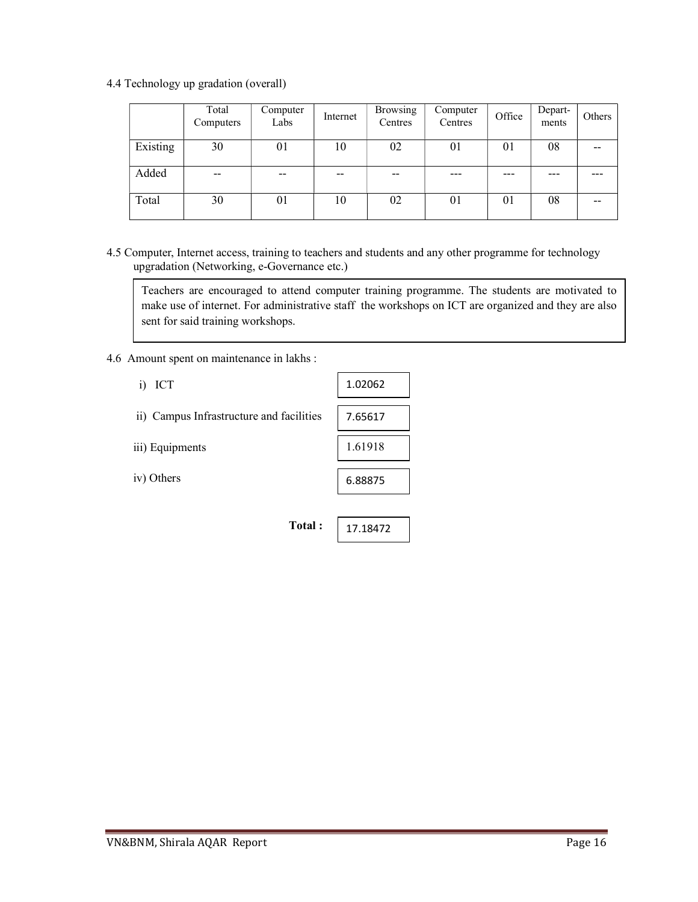4.4 Technology up gradation (overall)

| | Total Computers | Computer Labs | Internet | Browsing Centres | Computer Centres | Office | Depart-ments | Others |
|---|---|---|---|---|---|---|---|---|
| Existing | 30 | 01 | 10 | 02 | 01 | 01 | 08 | -- |
| Added | -- | -- | -- | -- | --- | --- | --- | --- |
| Total | 30 | 01 | 10 | 02 | 01 | 01 | 08 | -- |

4.5 Computer, Internet access, training to teachers and students and any other programme for technology upgradation (Networking, e-Governance etc.)

Teachers are encouraged to attend computer training programme. The students are motivated to make use of internet. For administrative staff the workshops on ICT are organized and they are also sent for said training workshops.

4.6 Amount spent on maintenance in lakhs :

| | |
|---|---|
| i) ICT | 1.02062 |
| ii) Campus Infrastructure and facilities | 7.65617 |
| iii) Equipments | 1.61918 |
| iv) Others | 6.88875 |
| **Total :** | 17.18472 |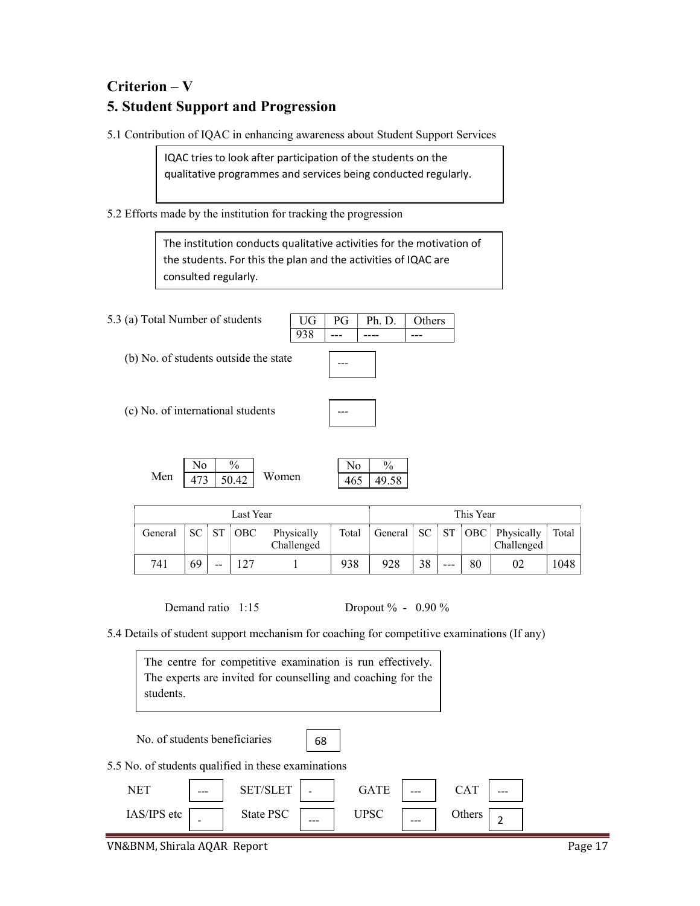# Criterion – V

## 5. Student Support and Progression

5.1 Contribution of IQAC in enhancing awareness about Student Support Services

> IQAC tries to look after participation of the students on the qualitative programmes and services being conducted regularly.

5.2 Efforts made by the institution for tracking the progression

> The institution conducts qualitative activities for the motivation of the students. For this the plan and the activities of IQAC are consulted regularly.

5.3 (a) Total Number of students

| UG | PG | Ph. D. | Others |
|---|---|---|---|
| 938 | --- | ---- | --- |

(b) No. of students outside the state: ---

(c) No. of international students: ---

Men

| No | % |
|---|---|
| 473 | 50.42 |

Women

| No | % |
|---|---|
| 465 | 49.58 |

| Last Year | | | | | | This Year | | | | | |
|---|---|---|---|---|---|---|---|---|---|---|---|
| General | SC | ST | OBC | Physically Challenged | Total | General | SC | ST | OBC | Physically Challenged | Total |
| 741 | 69 | -- | 127 | 1 | 938 | 928 | 38 | --- | 80 | 02 | 1048 |

Demand ratio 1:15 Dropout % - 0.90 %

5.4 Details of student support mechanism for coaching for competitive examinations (If any)

> The centre for competitive examination is run effectively. The experts are invited for counselling and coaching for the students.

No. of students beneficiaries: 68

5.5 No. of students qualified in these examinations

| NET | --- | SET/SLET | - | GATE | --- | CAT | --- |
|---|---|---|---|---|---|---|---|
| IAS/IPS etc | - | State PSC | --- | UPSC | --- | Others | 2 |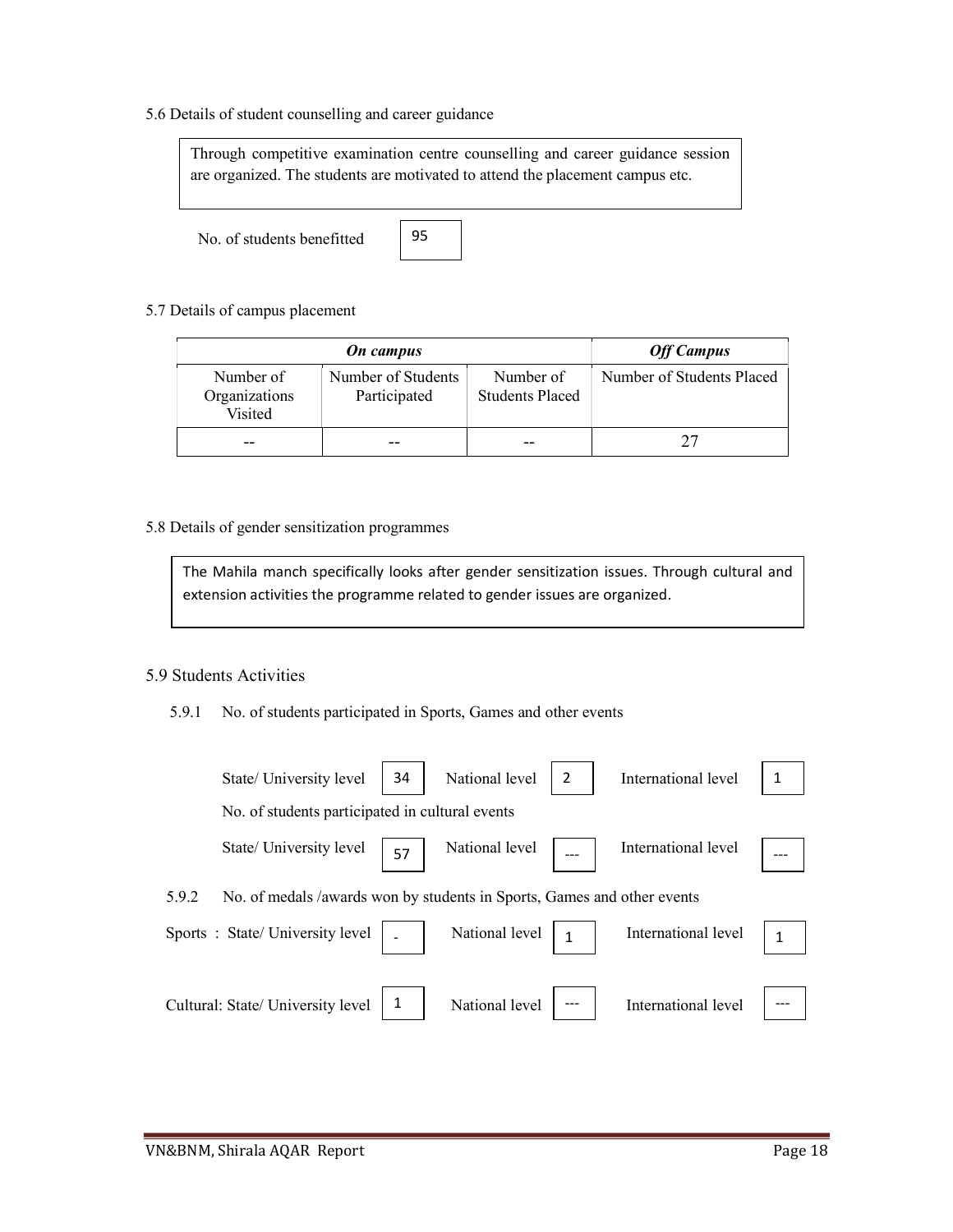5.6 Details of student counselling and career guidance

Through competitive examination centre counselling and career guidance session are organized. The students are motivated to attend the placement campus etc.

No. of students benefitted: 95

5.7 Details of campus placement

| On campus | | | Off Campus |
|---|---|---|---|
| Number of Organizations Visited | Number of Students Participated | Number of Students Placed | Number of Students Placed |
| -- | -- | -- | 27 |

5.8 Details of gender sensitization programmes

The Mahila manch specifically looks after gender sensitization issues. Through cultural and extension activities the programme related to gender issues are organized.

5.9 Students Activities

5.9.1 No. of students participated in Sports, Games and other events

State/ University level: 34 National level: 2 International level: 1

No. of students participated in cultural events

State/ University level: 57 National level: --- International level: ---

5.9.2 No. of medals /awards won by students in Sports, Games and other events

Sports : State/ University level: - National level: 1 International level: 1

Cultural: State/ University level: 1 National level: --- International level: ---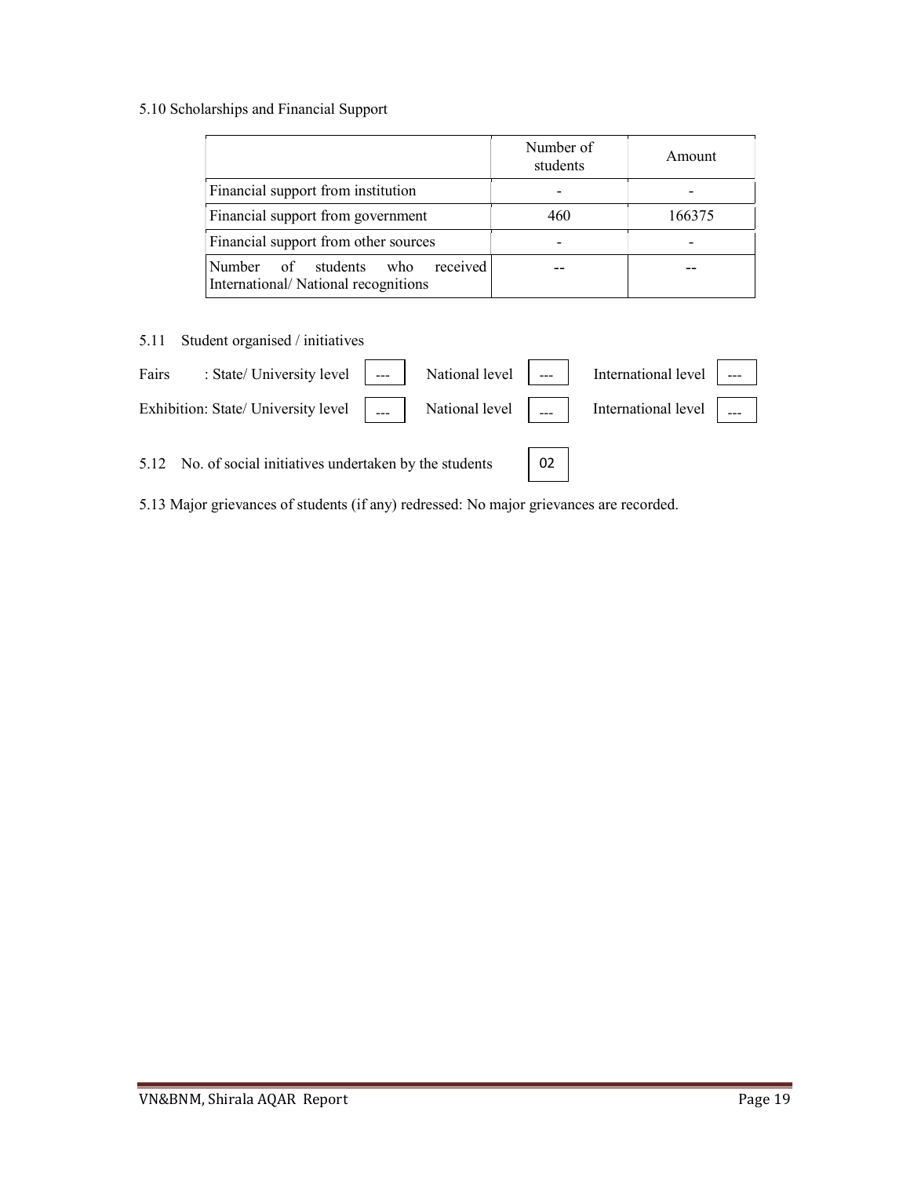5.10 Scholarships and Financial Support

| | Number of students | Amount |
|---|---|---|
| Financial support from institution | - | - |
| Financial support from government | 460 | 166375 |
| Financial support from other sources | - | - |
| Number of students who received International/ National recognitions | -- | -- |

5.11 Student organised / initiatives

| | State/ University level | National level | International level |
|---|---|---|---|
| Fairs | --- | --- | --- |
| Exhibition | --- | --- | --- |

5.12 No. of social initiatives undertaken by the students: 02

5.13 Major grievances of students (if any) redressed: No major grievances are recorded.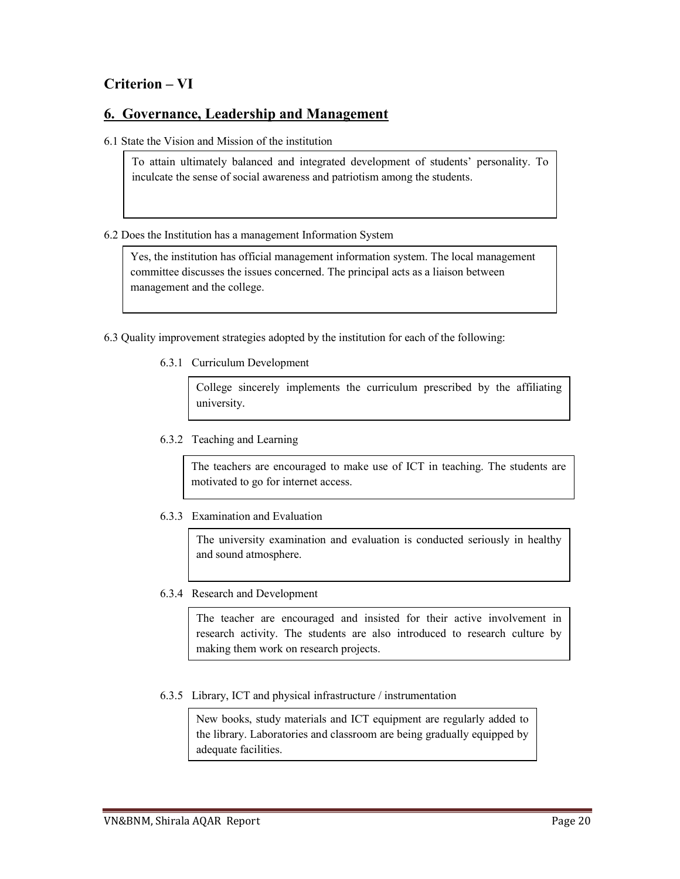## Criterion – VI

## 6. Governance, Leadership and Management

6.1 State the Vision and Mission of the institution

> To attain ultimately balanced and integrated development of students' personality. To inculcate the sense of social awareness and patriotism among the students.

6.2 Does the Institution has a management Information System

> Yes, the institution has official management information system. The local management committee discusses the issues concerned. The principal acts as a liaison between management and the college.

6.3 Quality improvement strategies adopted by the institution for each of the following:

6.3.1 Curriculum Development

> College sincerely implements the curriculum prescribed by the affiliating university.

6.3.2 Teaching and Learning

> The teachers are encouraged to make use of ICT in teaching. The students are motivated to go for internet access.

6.3.3 Examination and Evaluation

> The university examination and evaluation is conducted seriously in healthy and sound atmosphere.

6.3.4 Research and Development

> The teacher are encouraged and insisted for their active involvement in research activity. The students are also introduced to research culture by making them work on research projects.

6.3.5 Library, ICT and physical infrastructure / instrumentation

> New books, study materials and ICT equipment are regularly added to the library. Laboratories and classroom are being gradually equipped by adequate facilities.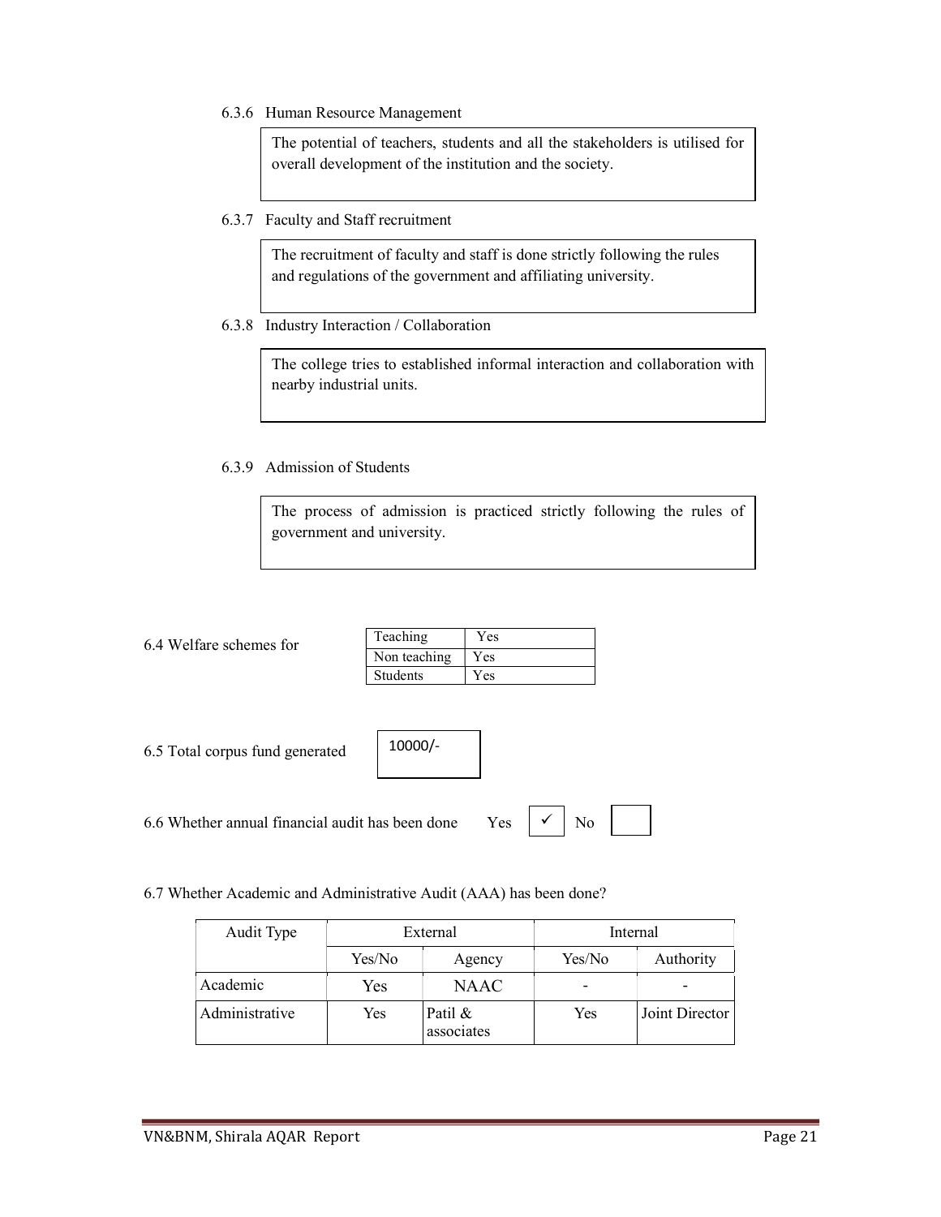6.3.6 Human Resource Management

> The potential of teachers, students and all the stakeholders is utilised for overall development of the institution and the society.

6.3.7 Faculty and Staff recruitment

> The recruitment of faculty and staff is done strictly following the rules and regulations of the government and affiliating university.

6.3.8 Industry Interaction / Collaboration

> The college tries to established informal interaction and collaboration with nearby industrial units.

6.3.9 Admission of Students

> The process of admission is practiced strictly following the rules of government and university.

6.4 Welfare schemes for

| Teaching | Yes |
|---|---|
| Non teaching | Yes |
| Students | Yes |

6.5 Total corpus fund generated: 10000/-

6.6 Whether annual financial audit has been done Yes ✓ No

6.7 Whether Academic and Administrative Audit (AAA) has been done?

| Audit Type | External | | Internal | |
|---|---|---|---|---|
| | Yes/No | Agency | Yes/No | Authority |
| Academic | Yes | NAAC | - | - |
| Administrative | Yes | Patil & associates | Yes | Joint Director |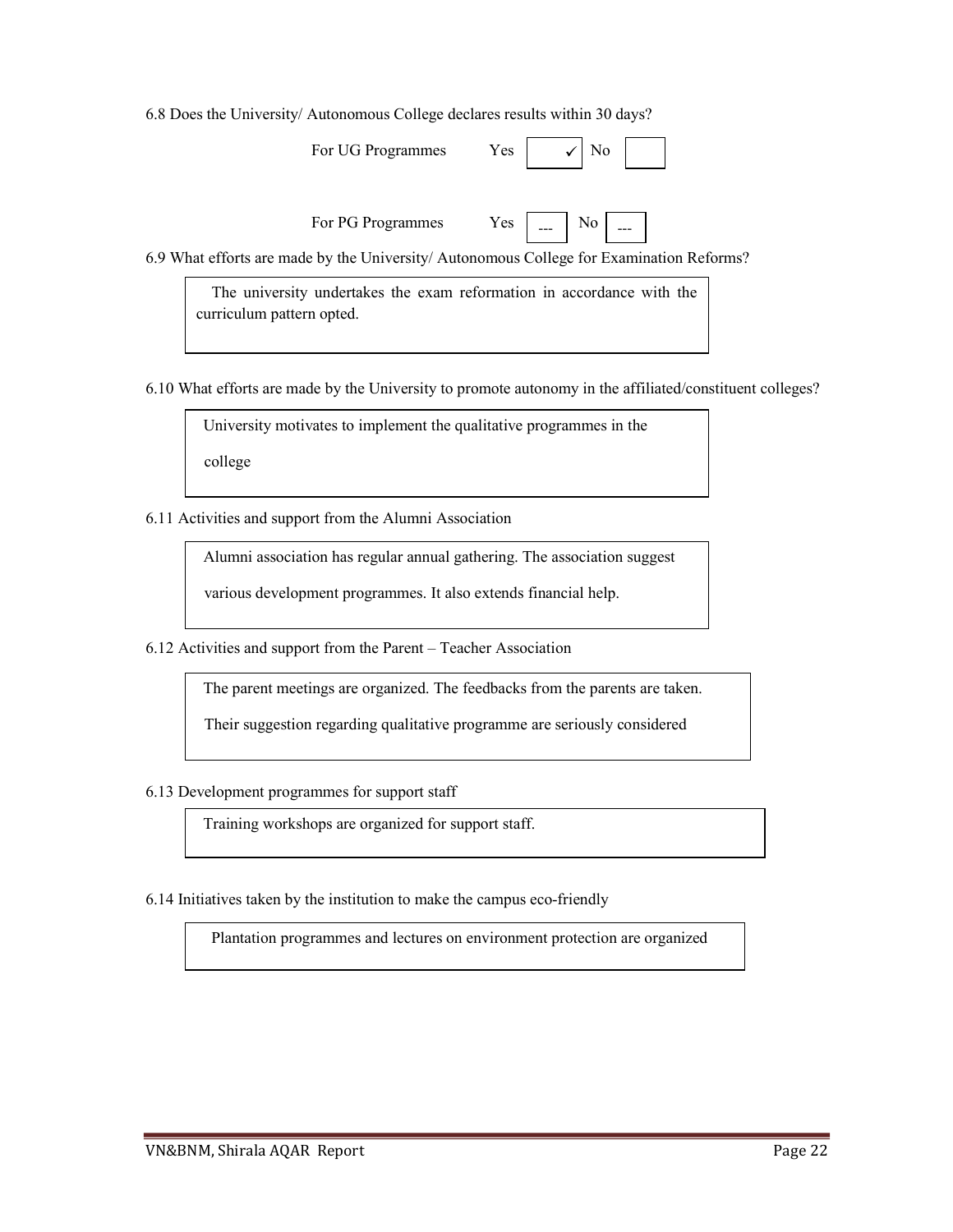6.8 Does the University/ Autonomous College declares results within 30 days?

| | Yes | No |
|---|---|---|
| For UG Programmes | ✓ | |
| For PG Programmes | --- | --- |

6.9 What efforts are made by the University/ Autonomous College for Examination Reforms?

> The university undertakes the exam reformation in accordance with the curriculum pattern opted.

6.10 What efforts are made by the University to promote autonomy in the affiliated/constituent colleges?

> University motivates to implement the qualitative programmes in the college

6.11 Activities and support from the Alumni Association

> Alumni association has regular annual gathering. The association suggest various development programmes. It also extends financial help.

6.12 Activities and support from the Parent – Teacher Association

> The parent meetings are organized. The feedbacks from the parents are taken. Their suggestion regarding qualitative programme are seriously considered

6.13 Development programmes for support staff

> Training workshops are organized for support staff.

6.14 Initiatives taken by the institution to make the campus eco-friendly

> Plantation programmes and lectures on environment protection are organized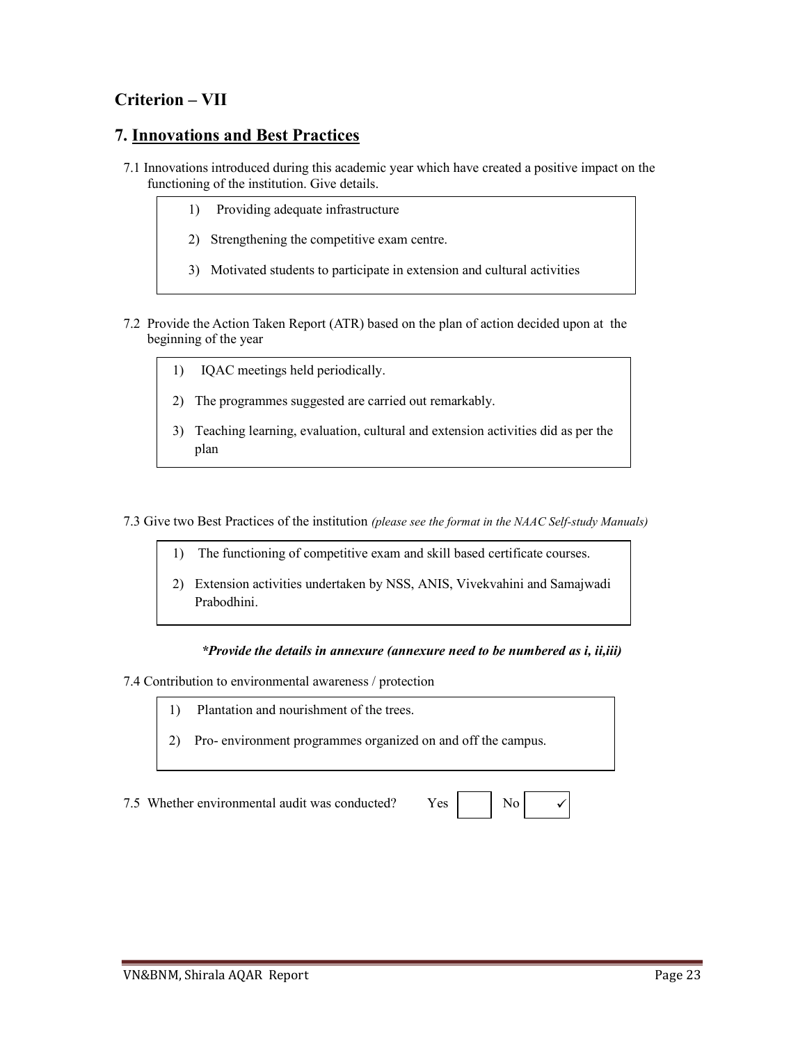## Criterion – VII

## 7. Innovations and Best Practices

7.1 Innovations introduced during this academic year which have created a positive impact on the functioning of the institution. Give details.

1) Providing adequate infrastructure
2) Strengthening the competitive exam centre.
3) Motivated students to participate in extension and cultural activities

7.2 Provide the Action Taken Report (ATR) based on the plan of action decided upon at the beginning of the year

1) IQAC meetings held periodically.
2) The programmes suggested are carried out remarkably.
3) Teaching learning, evaluation, cultural and extension activities did as per the plan

7.3 Give two Best Practices of the institution *(please see the format in the NAAC Self-study Manuals)*

1) The functioning of competitive exam and skill based certificate courses.
2) Extension activities undertaken by NSS, ANIS, Vivekvahini and Samajwadi Prabodhini.

***Provide the details in annexure (annexure need to be numbered as i, ii,iii)***

7.4 Contribution to environmental awareness / protection

1) Plantation and nourishment of the trees.
2) Pro- environment programmes organized on and off the campus.

7.5 Whether environmental audit was conducted? Yes ☐ No ☑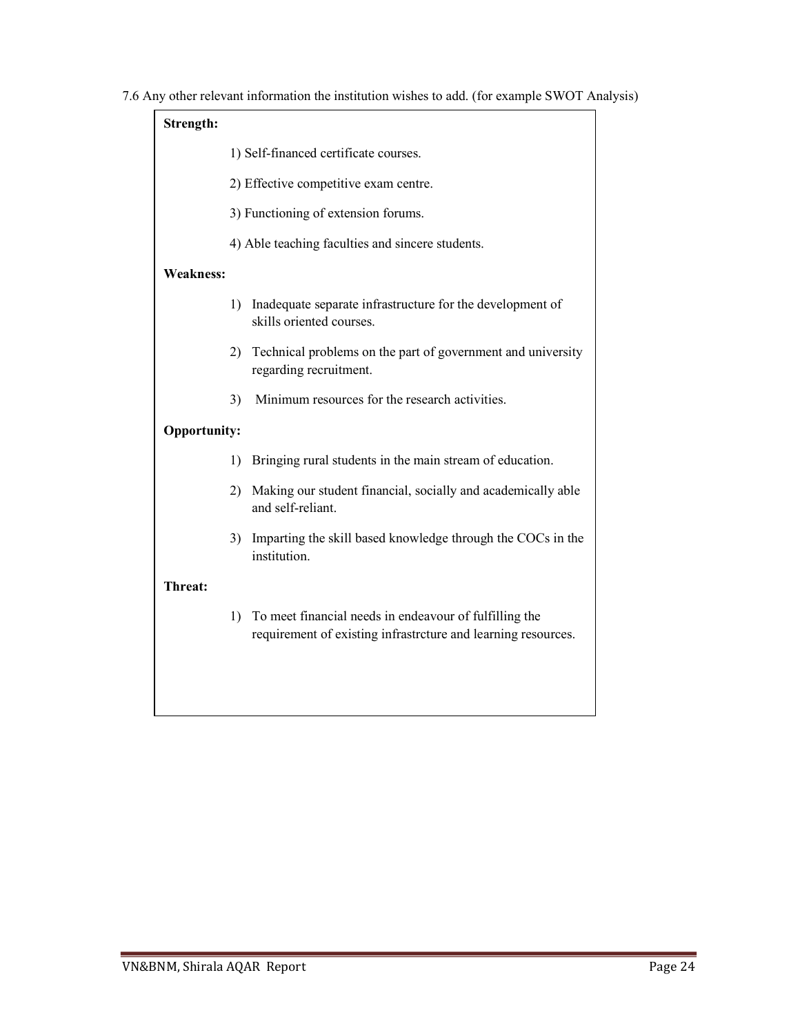7.6 Any other relevant information the institution wishes to add. (for example SWOT Analysis)

**Strength:**

1) Self-financed certificate courses.
2) Effective competitive exam centre.
3) Functioning of extension forums.
4) Able teaching faculties and sincere students.

**Weakness:**

1) Inadequate separate infrastructure for the development of skills oriented courses.
2) Technical problems on the part of government and university regarding recruitment.
3) Minimum resources for the research activities.

**Opportunity:**

1) Bringing rural students in the main stream of education.
2) Making our student financial, socially and academically able and self-reliant.
3) Imparting the skill based knowledge through the COCs in the institution.

**Threat:**

1) To meet financial needs in endeavour of fulfilling the requirement of existing infrastrcture and learning resources.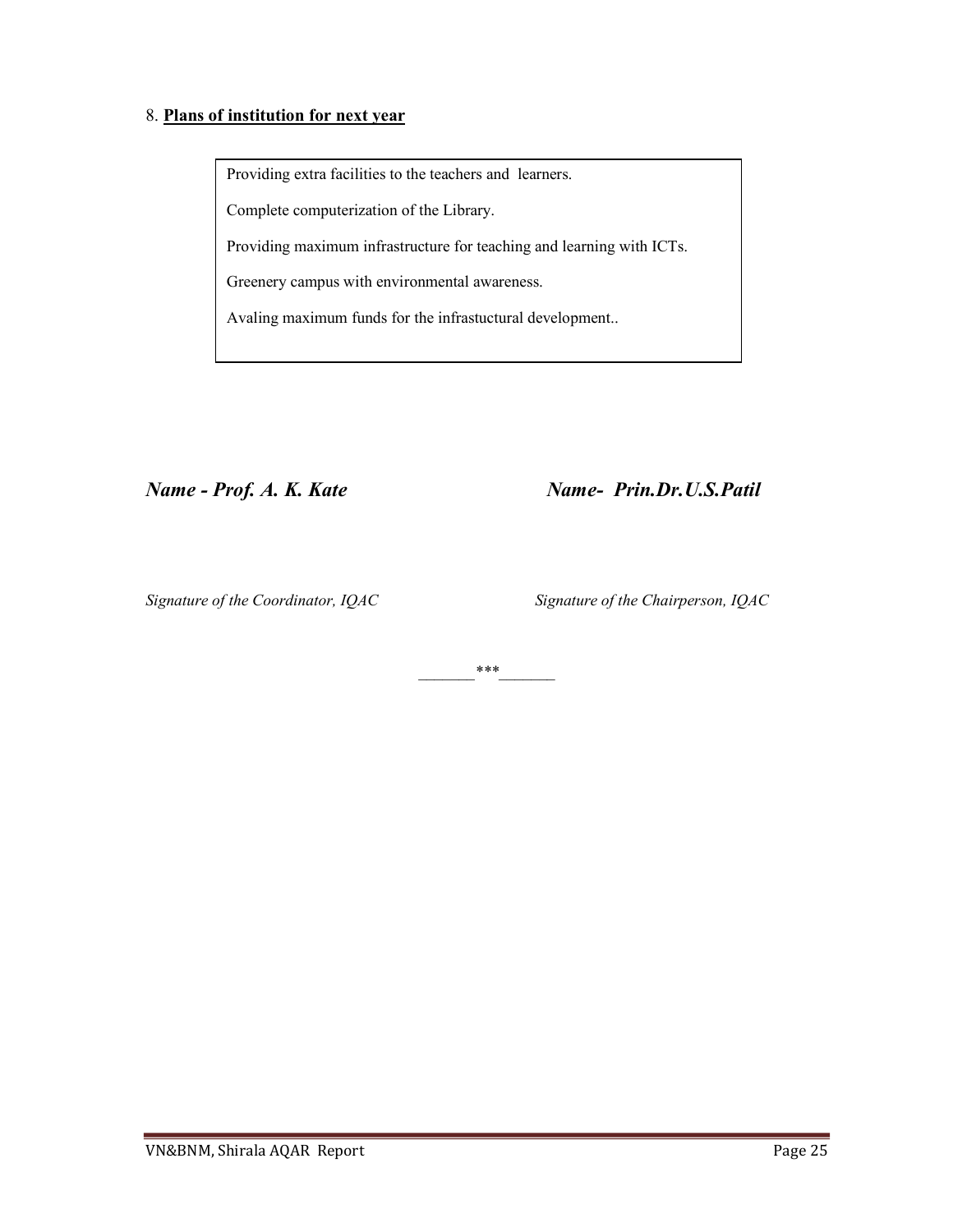8. **Plans of institution for next year**

Providing extra facilities to the teachers and learners.

Complete computerization of the Library.

Providing maximum infrastructure for teaching and learning with ICTs.

Greenery campus with environmental awareness.

Avaling maximum funds for the infrastuctural development..

***Name - Prof. A. K. Kate*** ***Name- Prin.Dr.U.S.Patil***

*Signature of the Coordinator, IQAC* *Signature of the Chairperson, IQAC*

_______***_______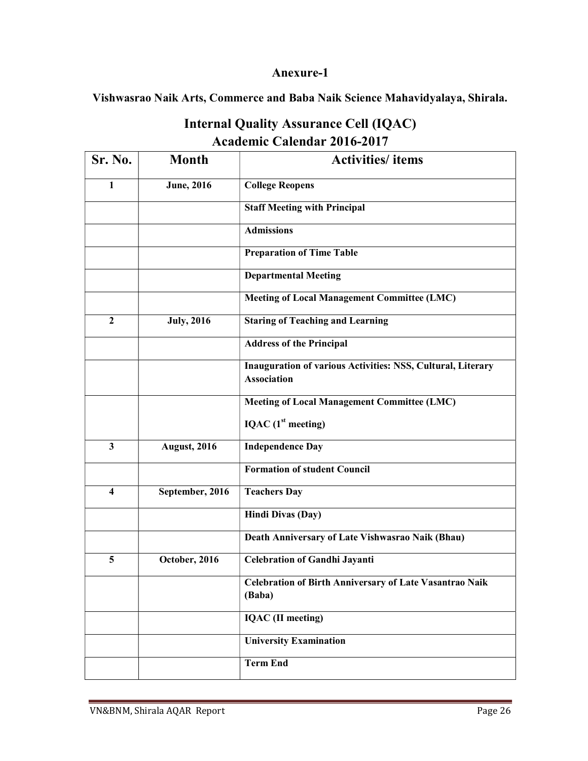## Anexure-1

**Vishwasrao Naik Arts, Commerce and Baba Naik Science Mahavidyalaya, Shirala.**

# Internal Quality Assurance Cell (IQAC)
# Academic Calendar 2016-2017

| Sr. No. | Month | Activities/ items |
|---|---|---|
| 1 | June, 2016 | College Reopens |
| | | Staff Meeting with Principal |
| | | Admissions |
| | | Preparation of Time Table |
| | | Departmental Meeting |
| | | Meeting of Local Management Committee (LMC) |
| 2 | July, 2016 | Staring of Teaching and Learning |
| | | Address of the Principal |
| | | Inauguration of various Activities: NSS, Cultural, Literary Association |
| | | Meeting of Local Management Committee (LMC)<br>IQAC (1st meeting) |
| 3 | August, 2016 | Independence Day |
| | | Formation of student Council |
| 4 | September, 2016 | Teachers Day |
| | | Hindi Divas (Day) |
| | | Death Anniversary of Late Vishwasrao Naik (Bhau) |
| 5 | October, 2016 | Celebration of Gandhi Jayanti |
| | | Celebration of Birth Anniversary of Late Vasantrao Naik (Baba) |
| | | IQAC (II meeting) |
| | | University Examination |
| | | Term End |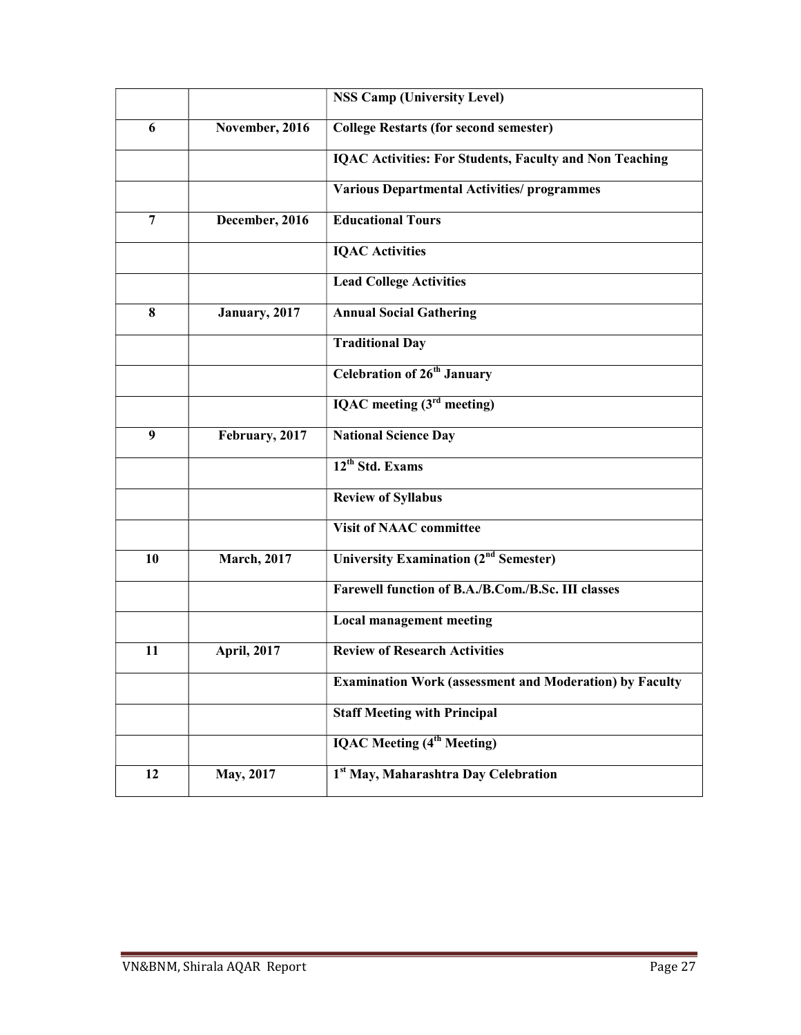| | | NSS Camp (University Level) |
|---|---|---|
| 6 | November, 2016 | College Restarts (for second semester) |
| | | IQAC Activities: For Students, Faculty and Non Teaching |
| | | Various Departmental Activities/ programmes |
| 7 | December, 2016 | Educational Tours |
| | | IQAC Activities |
| | | Lead College Activities |
| 8 | January, 2017 | Annual Social Gathering |
| | | Traditional Day |
| | | Celebration of 26th January |
| | | IQAC meeting (3rd meeting) |
| 9 | February, 2017 | National Science Day |
| | | 12th Std. Exams |
| | | Review of Syllabus |
| | | Visit of NAAC committee |
| 10 | March, 2017 | University Examination (2nd Semester) |
| | | Farewell function of B.A./B.Com./B.Sc. III classes |
| | | Local management meeting |
| 11 | April, 2017 | Review of Research Activities |
| | | Examination Work (assessment and Moderation) by Faculty |
| | | Staff Meeting with Principal |
| | | IQAC Meeting (4th Meeting) |
| 12 | May, 2017 | 1st May, Maharashtra Day Celebration |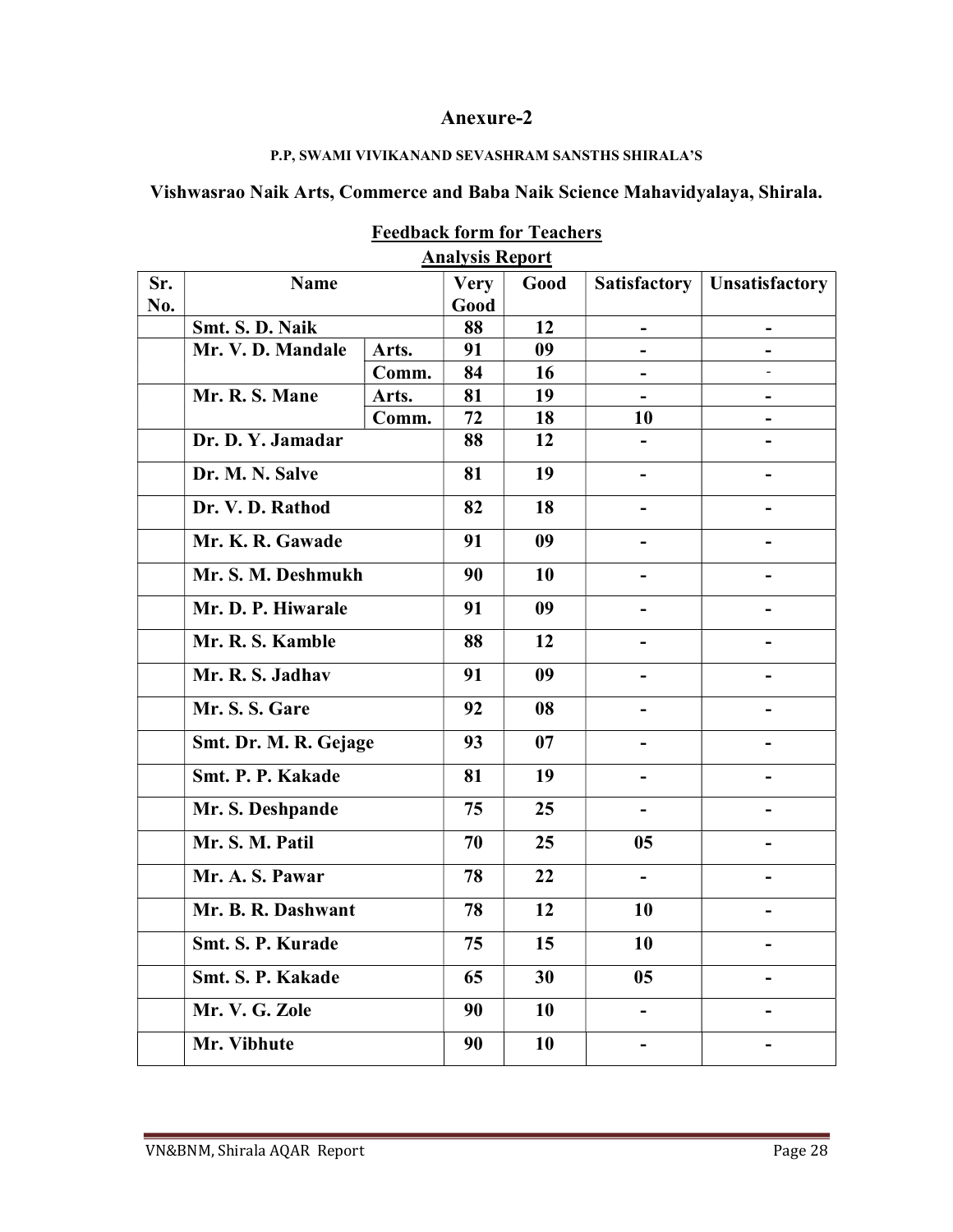## Anexure-2

**P.P, SWAMI VIVIKANAND SEVASHRAM SANSTHS SHIRALA'S**

### Vishwasrao Naik Arts, Commerce and Baba Naik Science Mahavidyalaya, Shirala.

**Feedback form for Teachers**

**Analysis Report**

| Sr. No. | Name | | Very Good | Good | Satisfactory | Unsatisfactory |
|---|---|---|---|---|---|---|
| | Smt. S. D. Naik | | 88 | 12 | - | - |
| | Mr. V. D. Mandale | Arts. | 91 | 09 | - | - |
| | | Comm. | 84 | 16 | - | - |
| | Mr. R. S. Mane | Arts. | 81 | 19 | - | - |
| | | Comm. | 72 | 18 | 10 | - |
| | Dr. D. Y. Jamadar | | 88 | 12 | - | - |
| | Dr. M. N. Salve | | 81 | 19 | - | - |
| | Dr. V. D. Rathod | | 82 | 18 | - | - |
| | Mr. K. R. Gawade | | 91 | 09 | - | - |
| | Mr. S. M. Deshmukh | | 90 | 10 | - | - |
| | Mr. D. P. Hiwarale | | 91 | 09 | - | - |
| | Mr. R. S. Kamble | | 88 | 12 | - | - |
| | Mr. R. S. Jadhav | | 91 | 09 | - | - |
| | Mr. S. S. Gare | | 92 | 08 | - | - |
| | Smt. Dr. M. R. Gejage | | 93 | 07 | - | - |
| | Smt. P. P. Kakade | | 81 | 19 | - | - |
| | Mr. S. Deshpande | | 75 | 25 | - | - |
| | Mr. S. M. Patil | | 70 | 25 | 05 | - |
| | Mr. A. S. Pawar | | 78 | 22 | - | - |
| | Mr. B. R. Dashwant | | 78 | 12 | 10 | - |
| | Smt. S. P. Kurade | | 75 | 15 | 10 | - |
| | Smt. S. P. Kakade | | 65 | 30 | 05 | - |
| | Mr. V. G. Zole | | 90 | 10 | - | - |
| | Mr. Vibhute | | 90 | 10 | - | - |